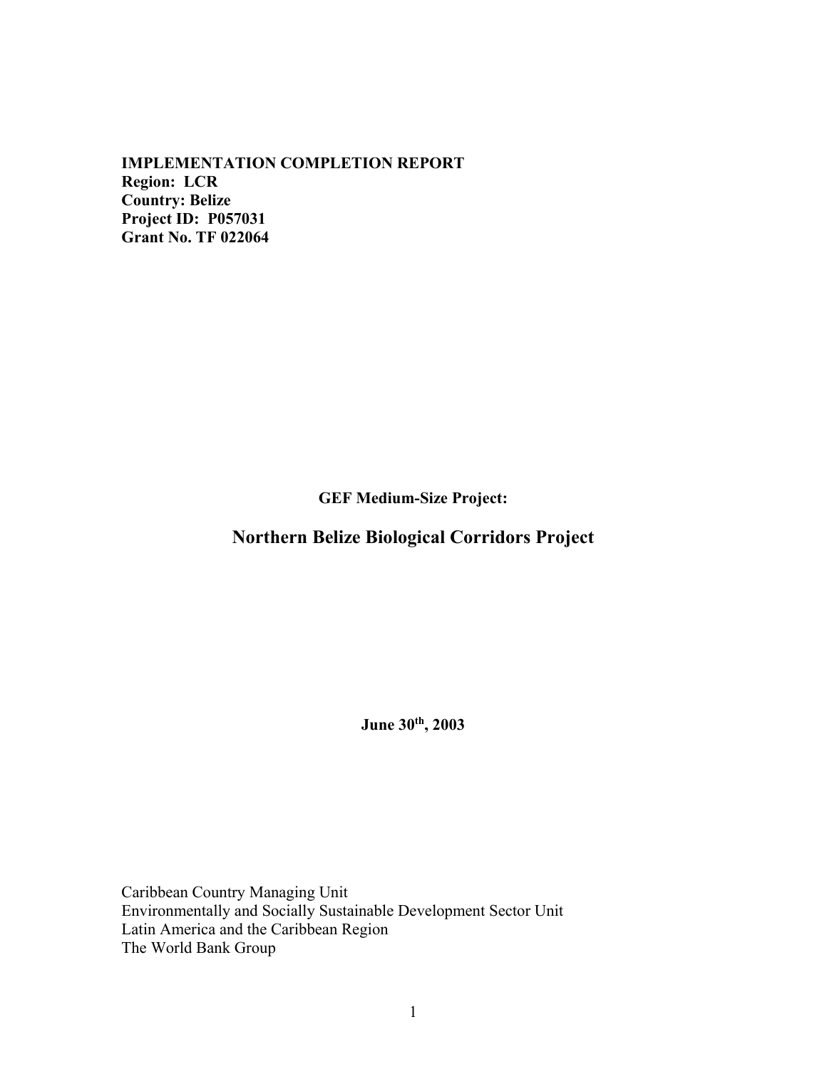**IMPLEMENTATION COMPLETION REPORT**
**Region: LCR**
**Country: Belize**
**Project ID: P057031**
**Grant No. TF 022064**

**GEF Medium-Size Project:**

# Northern Belize Biological Corridors Project

**June 30th, 2003**

Caribbean Country Managing Unit
Environmentally and Socially Sustainable Development Sector Unit
Latin America and the Caribbean Region
The World Bank Group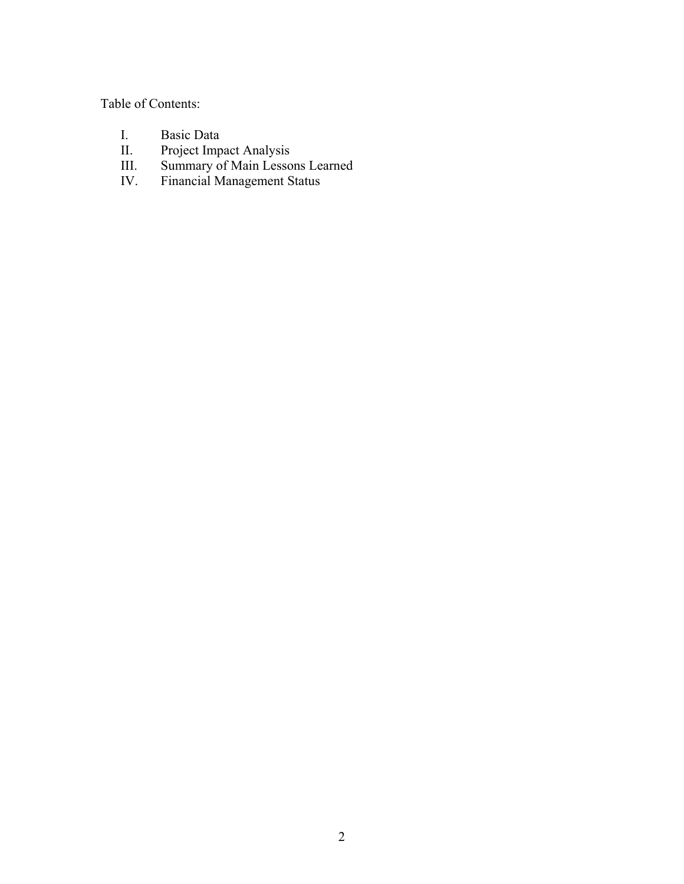Table of Contents:

I. Basic Data
II. Project Impact Analysis
III. Summary of Main Lessons Learned
IV. Financial Management Status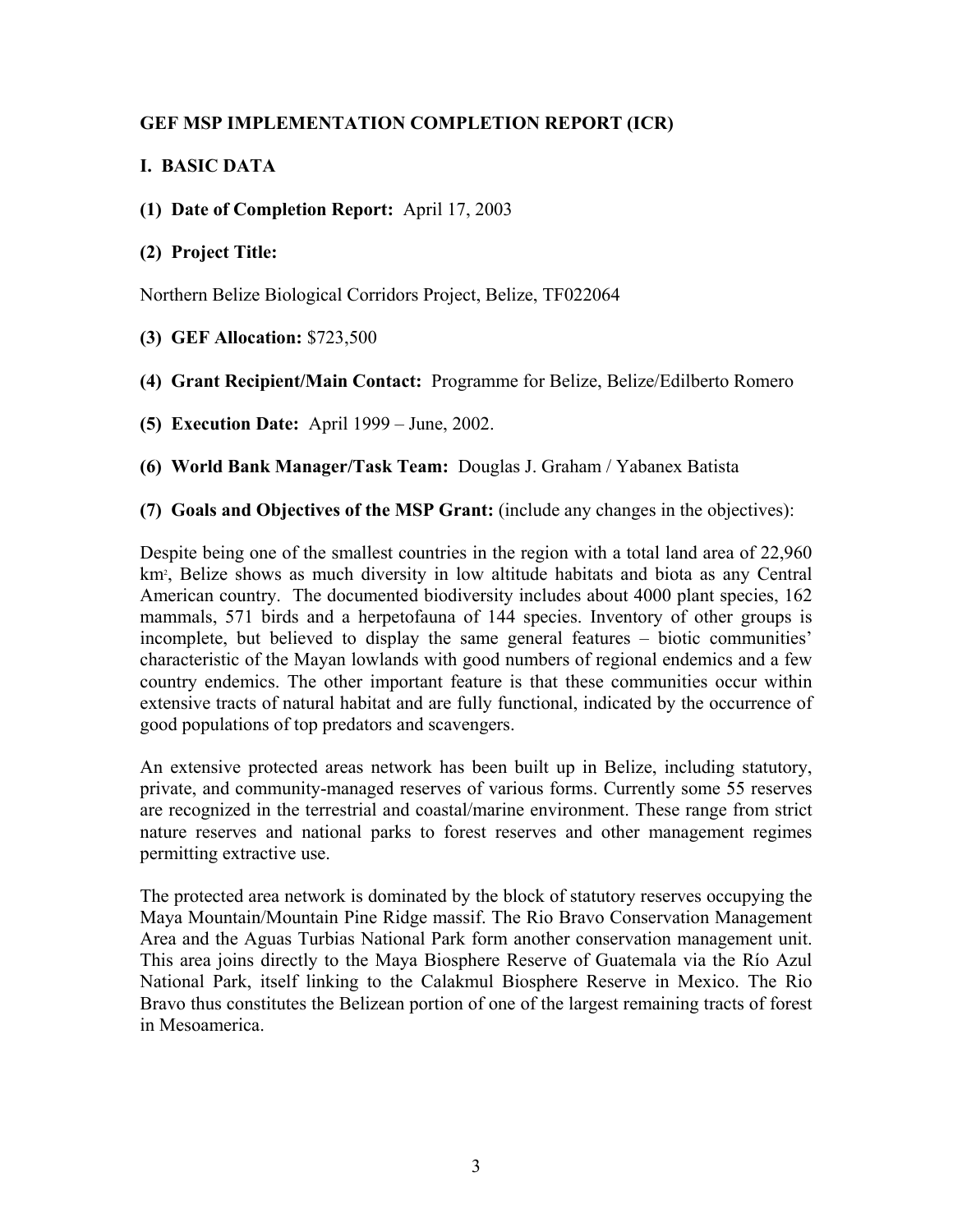## GEF MSP IMPLEMENTATION COMPLETION REPORT (ICR)

### I. BASIC DATA

**(1) Date of Completion Report:** April 17, 2003

**(2) Project Title:**

Northern Belize Biological Corridors Project, Belize, TF022064

**(3) GEF Allocation:** $723,500

**(4) Grant Recipient/Main Contact:** Programme for Belize, Belize/Edilberto Romero

**(5) Execution Date:** April 1999 – June, 2002.

**(6) World Bank Manager/Task Team:** Douglas J. Graham / Yabanex Batista

**(7) Goals and Objectives of the MSP Grant:** (include any changes in the objectives):

Despite being one of the smallest countries in the region with a total land area of 22,960 $km^2$, Belize shows as much diversity in low altitude habitats and biota as any Central American country. The documented biodiversity includes about 4000 plant species, 162 mammals, 571 birds and a herpetofauna of 144 species. Inventory of other groups is incomplete, but believed to display the same general features – biotic communities' characteristic of the Mayan lowlands with good numbers of regional endemics and a few country endemics. The other important feature is that these communities occur within extensive tracts of natural habitat and are fully functional, indicated by the occurrence of good populations of top predators and scavengers.

An extensive protected areas network has been built up in Belize, including statutory, private, and community-managed reserves of various forms. Currently some 55 reserves are recognized in the terrestrial and coastal/marine environment. These range from strict nature reserves and national parks to forest reserves and other management regimes permitting extractive use.

The protected area network is dominated by the block of statutory reserves occupying the Maya Mountain/Mountain Pine Ridge massif. The Rio Bravo Conservation Management Area and the Aguas Turbias National Park form another conservation management unit. This area joins directly to the Maya Biosphere Reserve of Guatemala via the Río Azul National Park, itself linking to the Calakmul Biosphere Reserve in Mexico. The Rio Bravo thus constitutes the Belizean portion of one of the largest remaining tracts of forest in Mesoamerica.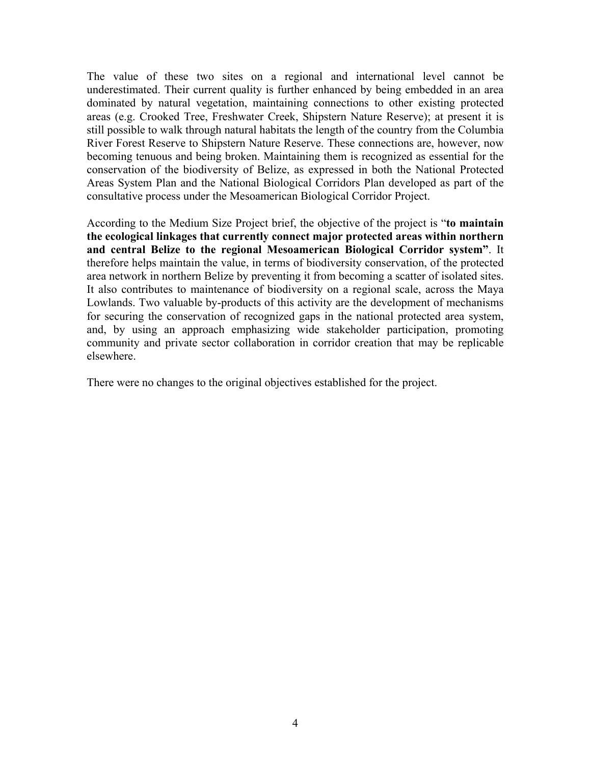The value of these two sites on a regional and international level cannot be underestimated. Their current quality is further enhanced by being embedded in an area dominated by natural vegetation, maintaining connections to other existing protected areas (e.g. Crooked Tree, Freshwater Creek, Shipstern Nature Reserve); at present it is still possible to walk through natural habitats the length of the country from the Columbia River Forest Reserve to Shipstern Nature Reserve. These connections are, however, now becoming tenuous and being broken. Maintaining them is recognized as essential for the conservation of the biodiversity of Belize, as expressed in both the National Protected Areas System Plan and the National Biological Corridors Plan developed as part of the consultative process under the Mesoamerican Biological Corridor Project.

According to the Medium Size Project brief, the objective of the project is "**to maintain the ecological linkages that currently connect major protected areas within northern and central Belize to the regional Mesoamerican Biological Corridor system"**. It therefore helps maintain the value, in terms of biodiversity conservation, of the protected area network in northern Belize by preventing it from becoming a scatter of isolated sites. It also contributes to maintenance of biodiversity on a regional scale, across the Maya Lowlands. Two valuable by-products of this activity are the development of mechanisms for securing the conservation of recognized gaps in the national protected area system, and, by using an approach emphasizing wide stakeholder participation, promoting community and private sector collaboration in corridor creation that may be replicable elsewhere.

There were no changes to the original objectives established for the project.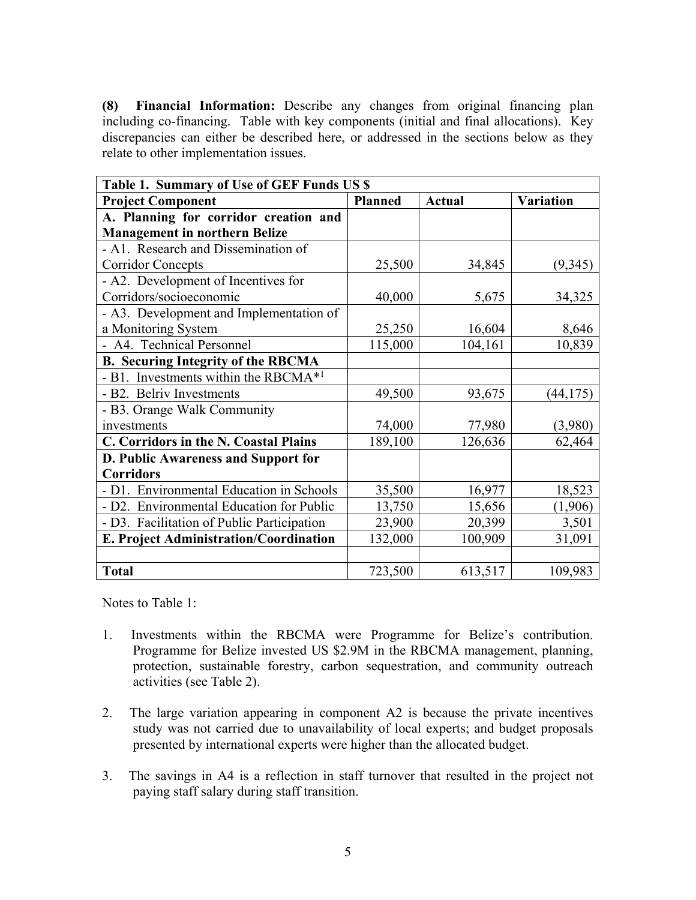**(8) Financial Information:** Describe any changes from original financing plan including co-financing. Table with key components (initial and final allocations). Key discrepancies can either be described here, or addressed in the sections below as they relate to other implementation issues.

| Table 1. Summary of Use of GEF Funds US $ | | | |
|---|---|---|---|
| **Project Component** | **Planned** | **Actual** | **Variation** |
| **A. Planning for corridor creation and Management in northern Belize** | | | |
| - A1. Research and Dissemination of Corridor Concepts | 25,500 | 34,845 | (9,345) |
| - A2. Development of Incentives for Corridors/socioeconomic | 40,000 | 5,675 | 34,325 |
| - A3. Development and Implementation of a Monitoring System | 25,250 | 16,604 | 8,646 |
| - A4. Technical Personnel | 115,000 | 104,161 | 10,839 |
| **B. Securing Integrity of the RBCMA** | | | |
| - B1. Investments within the RBCMA*[1] | | | |
| - B2. Belriv Investments | 49,500 | 93,675 | (44,175) |
| - B3. Orange Walk Community investments | 74,000 | 77,980 | (3,980) |
| **C. Corridors in the N. Coastal Plains** | 189,100 | 126,636 | 62,464 |
| **D. Public Awareness and Support for Corridors** | | | |
| - D1. Environmental Education in Schools | 35,500 | 16,977 | 18,523 |
| - D2. Environmental Education for Public | 13,750 | 15,656 | (1,906) |
| - D3. Facilitation of Public Participation | 23,900 | 20,399 | 3,501 |
| **E. Project Administration/Coordination** | 132,000 | 100,909 | 31,091 |
| | | | |
| **Total** | 723,500 | 613,517 | 109,983 |

Notes to Table 1:

1. Investments within the RBCMA were Programme for Belize's contribution. Programme for Belize invested US $2.9M in the RBCMA management, planning, protection, sustainable forestry, carbon sequestration, and community outreach activities (see Table 2).

2. The large variation appearing in component A2 is because the private incentives study was not carried due to unavailability of local experts; and budget proposals presented by international experts were higher than the allocated budget.

3. The savings in A4 is a reflection in staff turnover that resulted in the project not paying staff salary during staff transition.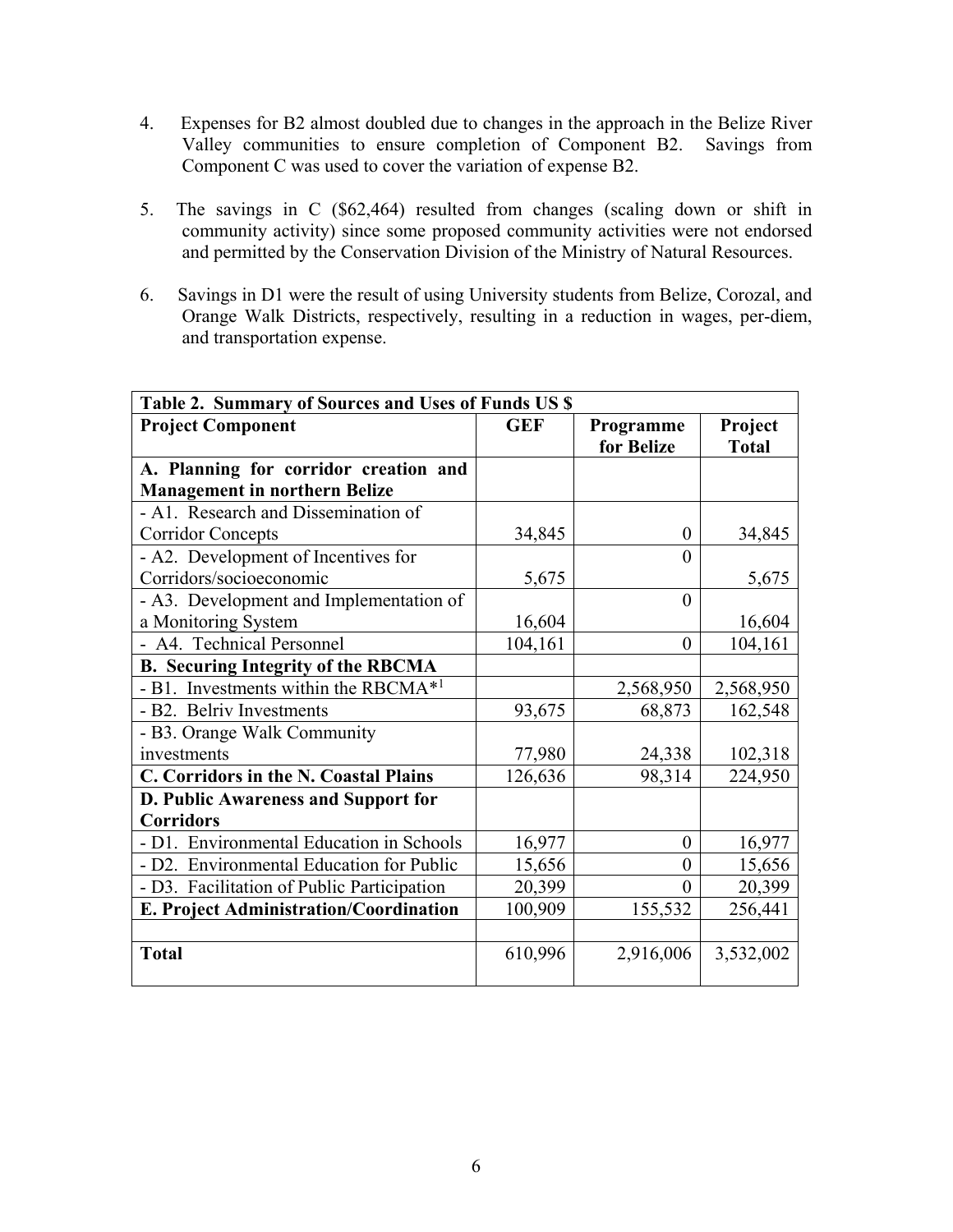4. Expenses for B2 almost doubled due to changes in the approach in the Belize River Valley communities to ensure completion of Component B2. Savings from Component C was used to cover the variation of expense B2.

5. The savings in C ($62,464) resulted from changes (scaling down or shift in community activity) since some proposed community activities were not endorsed and permitted by the Conservation Division of the Ministry of Natural Resources.

6. Savings in D1 were the result of using University students from Belize, Corozal, and Orange Walk Districts, respectively, resulting in a reduction in wages, per-diem, and transportation expense.

| Table 2. Summary of Sources and Uses of Funds US $ | | | |
|---|---|---|---|
| **Project Component** | **GEF** | **Programme for Belize** | **Project Total** |
| **A. Planning for corridor creation and Management in northern Belize** | | | |
| - A1. Research and Dissemination of Corridor Concepts | 34,845 | 0 | 34,845 |
| - A2. Development of Incentives for Corridors/socioeconomic | 5,675 | 0 | 5,675 |
| - A3. Development and Implementation of a Monitoring System | 16,604 | 0 | 16,604 |
| - A4. Technical Personnel | 104,161 | 0 | 104,161 |
| **B. Securing Integrity of the RBCMA** | | | |
| - B1. Investments within the RBCMA*[1] | | 2,568,950 | 2,568,950 |
| - B2. Belriv Investments | 93,675 | 68,873 | 162,548 |
| - B3. Orange Walk Community investments | 77,980 | 24,338 | 102,318 |
| **C. Corridors in the N. Coastal Plains** | 126,636 | 98,314 | 224,950 |
| **D. Public Awareness and Support for Corridors** | | | |
| - D1. Environmental Education in Schools | 16,977 | 0 | 16,977 |
| - D2. Environmental Education for Public | 15,656 | 0 | 15,656 |
| - D3. Facilitation of Public Participation | 20,399 | 0 | 20,399 |
| **E. Project Administration/Coordination** | 100,909 | 155,532 | 256,441 |
| | | | |
| **Total** | 610,996 | 2,916,006 | 3,532,002 |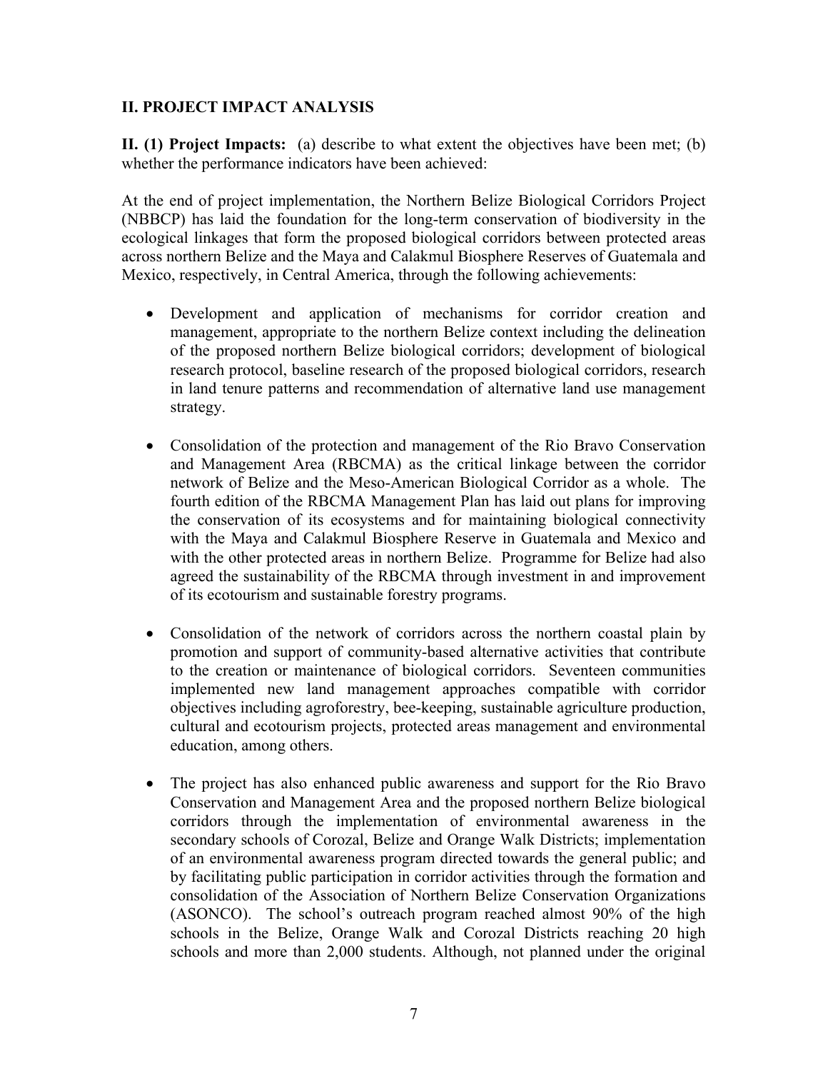## II. PROJECT IMPACT ANALYSIS

**II. (1) Project Impacts:** (a) describe to what extent the objectives have been met; (b) whether the performance indicators have been achieved:

At the end of project implementation, the Northern Belize Biological Corridors Project (NBBCP) has laid the foundation for the long-term conservation of biodiversity in the ecological linkages that form the proposed biological corridors between protected areas across northern Belize and the Maya and Calakmul Biosphere Reserves of Guatemala and Mexico, respectively, in Central America, through the following achievements:

- Development and application of mechanisms for corridor creation and management, appropriate to the northern Belize context including the delineation of the proposed northern Belize biological corridors; development of biological research protocol, baseline research of the proposed biological corridors, research in land tenure patterns and recommendation of alternative land use management strategy.

- Consolidation of the protection and management of the Rio Bravo Conservation and Management Area (RBCMA) as the critical linkage between the corridor network of Belize and the Meso-American Biological Corridor as a whole. The fourth edition of the RBCMA Management Plan has laid out plans for improving the conservation of its ecosystems and for maintaining biological connectivity with the Maya and Calakmul Biosphere Reserve in Guatemala and Mexico and with the other protected areas in northern Belize. Programme for Belize had also agreed the sustainability of the RBCMA through investment in and improvement of its ecotourism and sustainable forestry programs.

- Consolidation of the network of corridors across the northern coastal plain by promotion and support of community-based alternative activities that contribute to the creation or maintenance of biological corridors. Seventeen communities implemented new land management approaches compatible with corridor objectives including agroforestry, bee-keeping, sustainable agriculture production, cultural and ecotourism projects, protected areas management and environmental education, among others.

- The project has also enhanced public awareness and support for the Rio Bravo Conservation and Management Area and the proposed northern Belize biological corridors through the implementation of environmental awareness in the secondary schools of Corozal, Belize and Orange Walk Districts; implementation of an environmental awareness program directed towards the general public; and by facilitating public participation in corridor activities through the formation and consolidation of the Association of Northern Belize Conservation Organizations (ASONCO). The school's outreach program reached almost 90% of the high schools in the Belize, Orange Walk and Corozal Districts reaching 20 high schools and more than 2,000 students. Although, not planned under the original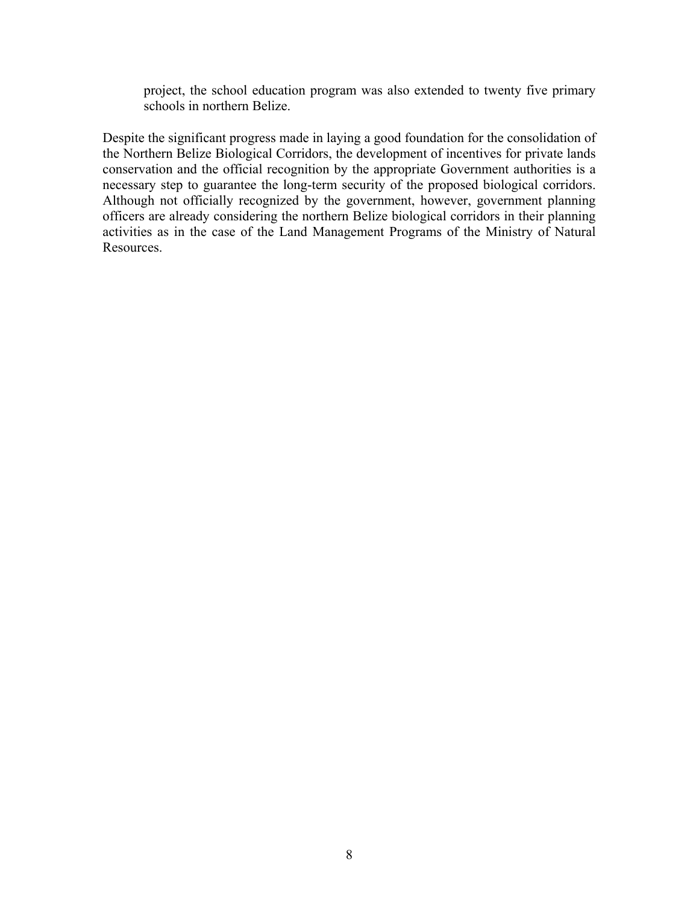project, the school education program was also extended to twenty five primary schools in northern Belize.

Despite the significant progress made in laying a good foundation for the consolidation of the Northern Belize Biological Corridors, the development of incentives for private lands conservation and the official recognition by the appropriate Government authorities is a necessary step to guarantee the long-term security of the proposed biological corridors. Although not officially recognized by the government, however, government planning officers are already considering the northern Belize biological corridors in their planning activities as in the case of the Land Management Programs of the Ministry of Natural Resources.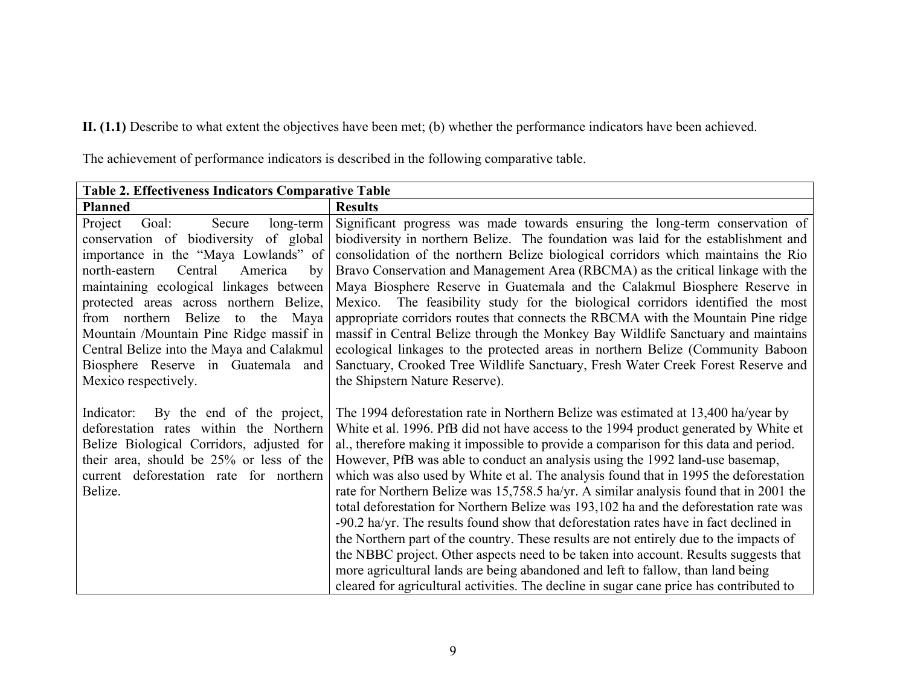**II. (1.1)** Describe to what extent the objectives have been met; (b) whether the performance indicators have been achieved.

The achievement of performance indicators is described in the following comparative table.

| **Table 2. Effectiveness Indicators Comparative Table** | |
|---|---|
| **Planned** | **Results** |
| Project Goal: Secure long-term conservation of biodiversity of global importance in the "Maya Lowlands" of north-eastern Central America by maintaining ecological linkages between protected areas across northern Belize, from northern Belize to the Maya Mountain /Mountain Pine Ridge massif in Central Belize into the Maya and Calakmul Biosphere Reserve in Guatemala and Mexico respectively. | Significant progress was made towards ensuring the long-term conservation of biodiversity in northern Belize. The foundation was laid for the establishment and consolidation of the northern Belize biological corridors which maintains the Rio Bravo Conservation and Management Area (RBCMA) as the critical linkage with the Maya Biosphere Reserve in Guatemala and the Calakmul Biosphere Reserve in Mexico. The feasibility study for the biological corridors identified the most appropriate corridors routes that connects the RBCMA with the Mountain Pine ridge massif in Central Belize through the Monkey Bay Wildlife Sanctuary and maintains ecological linkages to the protected areas in northern Belize (Community Baboon Sanctuary, Crooked Tree Wildlife Sanctuary, Fresh Water Creek Forest Reserve and the Shipstern Nature Reserve). |
| Indicator: By the end of the project, deforestation rates within the Northern Belize Biological Corridors, adjusted for their area, should be 25% or less of the current deforestation rate for northern Belize. | The 1994 deforestation rate in Northern Belize was estimated at 13,400 ha/year by White et al. 1996. PfB did not have access to the 1994 product generated by White et al., therefore making it impossible to provide a comparison for this data and period. However, PfB was able to conduct an analysis using the 1992 land-use basemap, which was also used by White et al. The analysis found that in 1995 the deforestation rate for Northern Belize was 15,758.5 ha/yr. A similar analysis found that in 2001 the total deforestation for Northern Belize was 193,102 ha and the deforestation rate was -90.2 ha/yr. The results found show that deforestation rates have in fact declined in the Northern part of the country. These results are not entirely due to the impacts of the NBBC project. Other aspects need to be taken into account. Results suggests that more agricultural lands are being abandoned and left to fallow, than land being cleared for agricultural activities. The decline in sugar cane price has contributed to |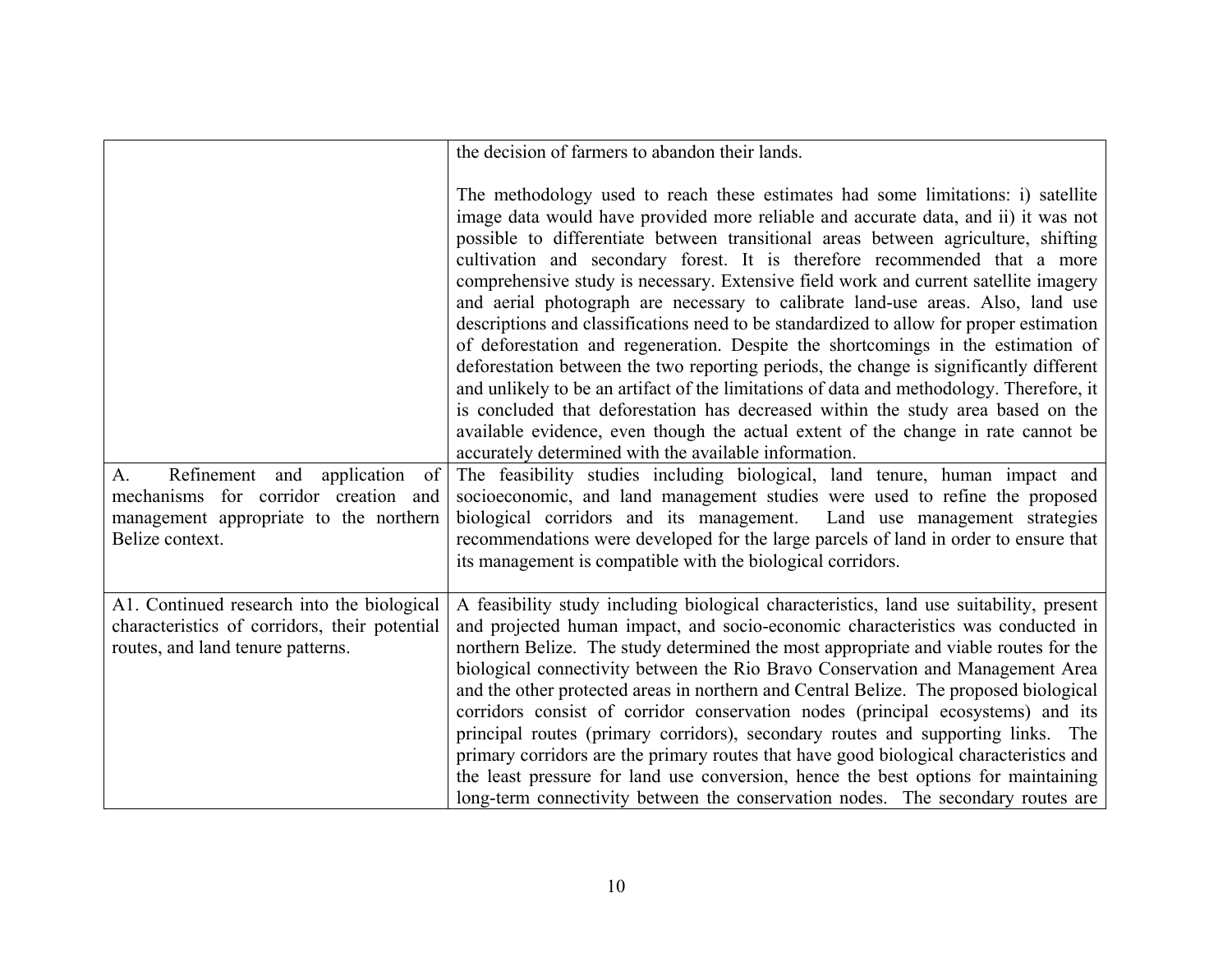|  |  |
|---|---|
|  | the decision of farmers to abandon their lands.<br><br>The methodology used to reach these estimates had some limitations: i) satellite image data would have provided more reliable and accurate data, and ii) it was not possible to differentiate between transitional areas between agriculture, shifting cultivation and secondary forest. It is therefore recommended that a more comprehensive study is necessary. Extensive field work and current satellite imagery and aerial photograph are necessary to calibrate land-use areas. Also, land use descriptions and classifications need to be standardized to allow for proper estimation of deforestation and regeneration. Despite the shortcomings in the estimation of deforestation between the two reporting periods, the change is significantly different and unlikely to be an artifact of the limitations of data and methodology. Therefore, it is concluded that deforestation has decreased within the study area based on the available evidence, even though the actual extent of the change in rate cannot be accurately determined with the available information. |
| A. Refinement and application of mechanisms for corridor creation and management appropriate to the northern Belize context. | The feasibility studies including biological, land tenure, human impact and socioeconomic, and land management studies were used to refine the proposed biological corridors and its management. Land use management strategies recommendations were developed for the large parcels of land in order to ensure that its management is compatible with the biological corridors. |
| A1. Continued research into the biological characteristics of corridors, their potential routes, and land tenure patterns. | A feasibility study including biological characteristics, land use suitability, present and projected human impact, and socio-economic characteristics was conducted in northern Belize. The study determined the most appropriate and viable routes for the biological connectivity between the Rio Bravo Conservation and Management Area and the other protected areas in northern and Central Belize. The proposed biological corridors consist of corridor conservation nodes (principal ecosystems) and its principal routes (primary corridors), secondary routes and supporting links. The primary corridors are the primary routes that have good biological characteristics and the least pressure for land use conversion, hence the best options for maintaining long-term connectivity between the conservation nodes. The secondary routes are |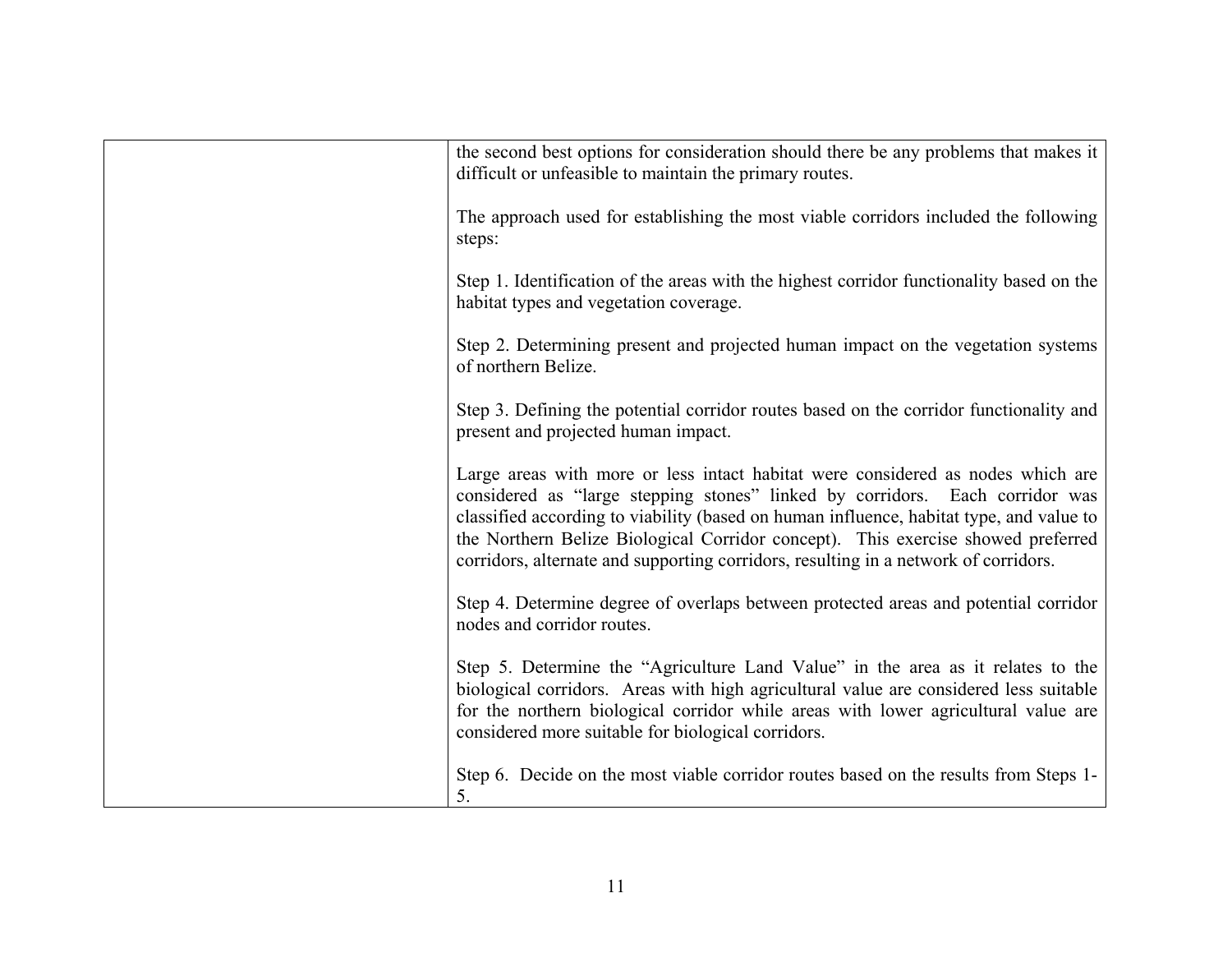| | |
|---|---|
| | the second best options for consideration should there be any problems that makes it difficult or unfeasible to maintain the primary routes.<br><br>The approach used for establishing the most viable corridors included the following steps:<br><br>Step 1. Identification of the areas with the highest corridor functionality based on the habitat types and vegetation coverage.<br><br>Step 2. Determining present and projected human impact on the vegetation systems of northern Belize.<br><br>Step 3. Defining the potential corridor routes based on the corridor functionality and present and projected human impact.<br><br>Large areas with more or less intact habitat were considered as nodes which are considered as "large stepping stones" linked by corridors. Each corridor was classified according to viability (based on human influence, habitat type, and value to the Northern Belize Biological Corridor concept). This exercise showed preferred corridors, alternate and supporting corridors, resulting in a network of corridors.<br><br>Step 4. Determine degree of overlaps between protected areas and potential corridor nodes and corridor routes.<br><br>Step 5. Determine the "Agriculture Land Value" in the area as it relates to the biological corridors. Areas with high agricultural value are considered less suitable for the northern biological corridor while areas with lower agricultural value are considered more suitable for biological corridors.<br><br>Step 6. Decide on the most viable corridor routes based on the results from Steps 1-5. |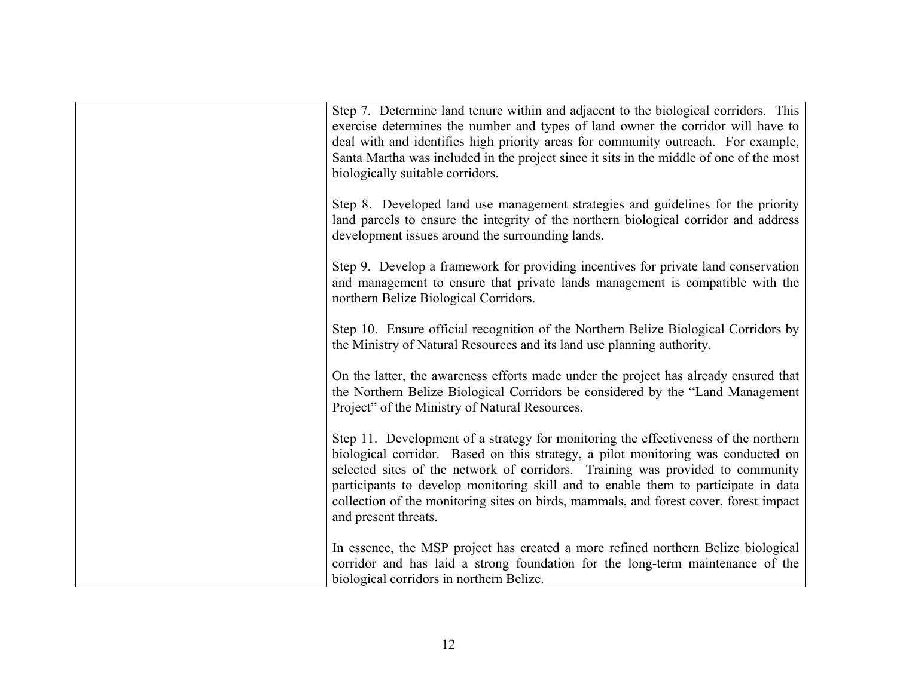| | |
|---|---|
| | Step 7. Determine land tenure within and adjacent to the biological corridors. This exercise determines the number and types of land owner the corridor will have to deal with and identifies high priority areas for community outreach. For example, Santa Martha was included in the project since it sits in the middle of one of the most biologically suitable corridors.<br><br>Step 8. Developed land use management strategies and guidelines for the priority land parcels to ensure the integrity of the northern biological corridor and address development issues around the surrounding lands.<br><br>Step 9. Develop a framework for providing incentives for private land conservation and management to ensure that private lands management is compatible with the northern Belize Biological Corridors.<br><br>Step 10. Ensure official recognition of the Northern Belize Biological Corridors by the Ministry of Natural Resources and its land use planning authority.<br><br>On the latter, the awareness efforts made under the project has already ensured that the Northern Belize Biological Corridors be considered by the "Land Management Project" of the Ministry of Natural Resources.<br><br>Step 11. Development of a strategy for monitoring the effectiveness of the northern biological corridor. Based on this strategy, a pilot monitoring was conducted on selected sites of the network of corridors. Training was provided to community participants to develop monitoring skill and to enable them to participate in data collection of the monitoring sites on birds, mammals, and forest cover, forest impact and present threats.<br><br>In essence, the MSP project has created a more refined northern Belize biological corridor and has laid a strong foundation for the long-term maintenance of the biological corridors in northern Belize. |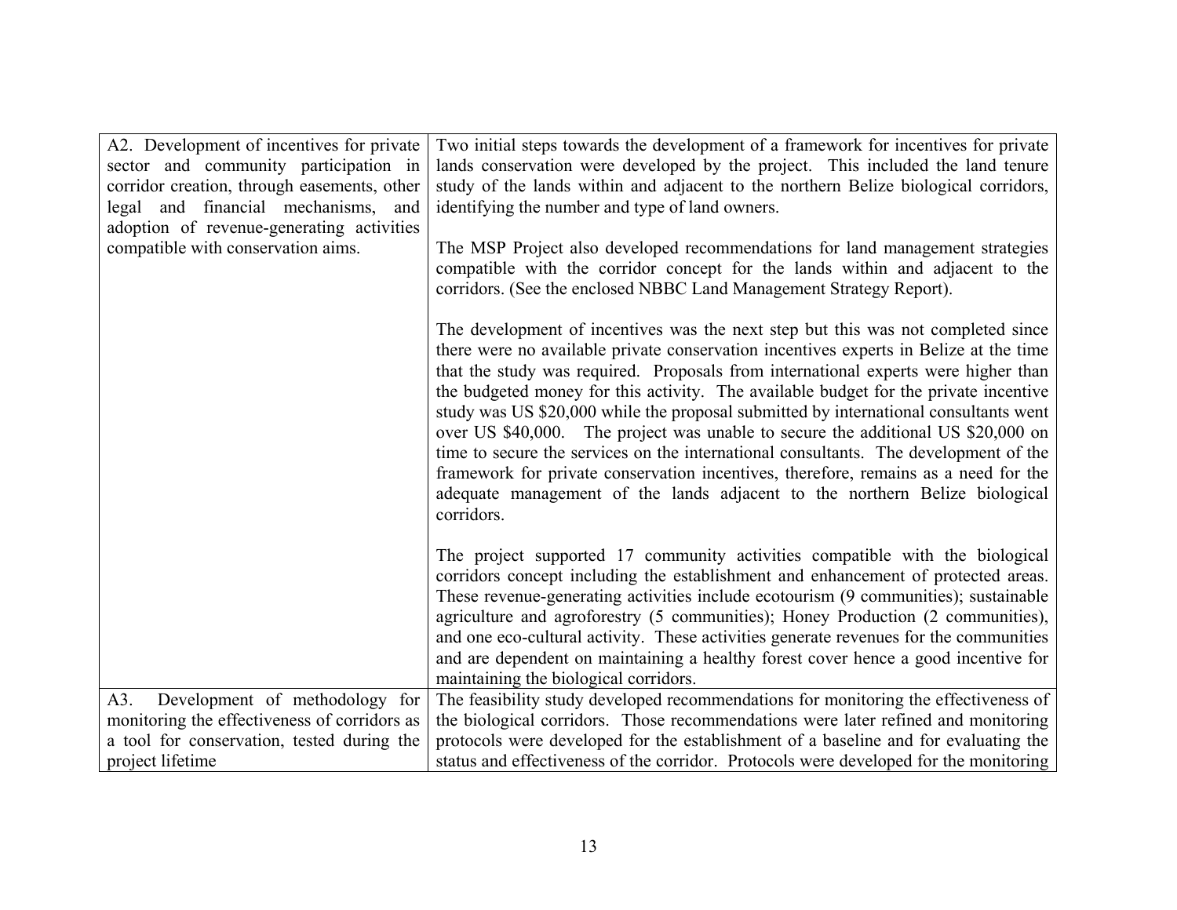| | |
|---|---|
| A2. Development of incentives for private sector and community participation in corridor creation, through easements, other legal and financial mechanisms, and adoption of revenue-generating activities compatible with conservation aims. | Two initial steps towards the development of a framework for incentives for private lands conservation were developed by the project. This included the land tenure study of the lands within and adjacent to the northern Belize biological corridors, identifying the number and type of land owners.<br><br>The MSP Project also developed recommendations for land management strategies compatible with the corridor concept for the lands within and adjacent to the corridors. (See the enclosed NBBC Land Management Strategy Report).<br><br>The development of incentives was the next step but this was not completed since there were no available private conservation incentives experts in Belize at the time that the study was required. Proposals from international experts were higher than the budgeted money for this activity. The available budget for the private incentive study was US $20,000 while the proposal submitted by international consultants went over US $40,000. The project was unable to secure the additional US $20,000 on time to secure the services on the international consultants. The development of the framework for private conservation incentives, therefore, remains as a need for the adequate management of the lands adjacent to the northern Belize biological corridors.<br><br>The project supported 17 community activities compatible with the biological corridors concept including the establishment and enhancement of protected areas. These revenue-generating activities include ecotourism (9 communities); sustainable agriculture and agroforestry (5 communities); Honey Production (2 communities), and one eco-cultural activity. These activities generate revenues for the communities and are dependent on maintaining a healthy forest cover hence a good incentive for maintaining the biological corridors. |
| A3. Development of methodology for monitoring the effectiveness of corridors as a tool for conservation, tested during the project lifetime | The feasibility study developed recommendations for monitoring the effectiveness of the biological corridors. Those recommendations were later refined and monitoring protocols were developed for the establishment of a baseline and for evaluating the status and effectiveness of the corridor. Protocols were developed for the monitoring |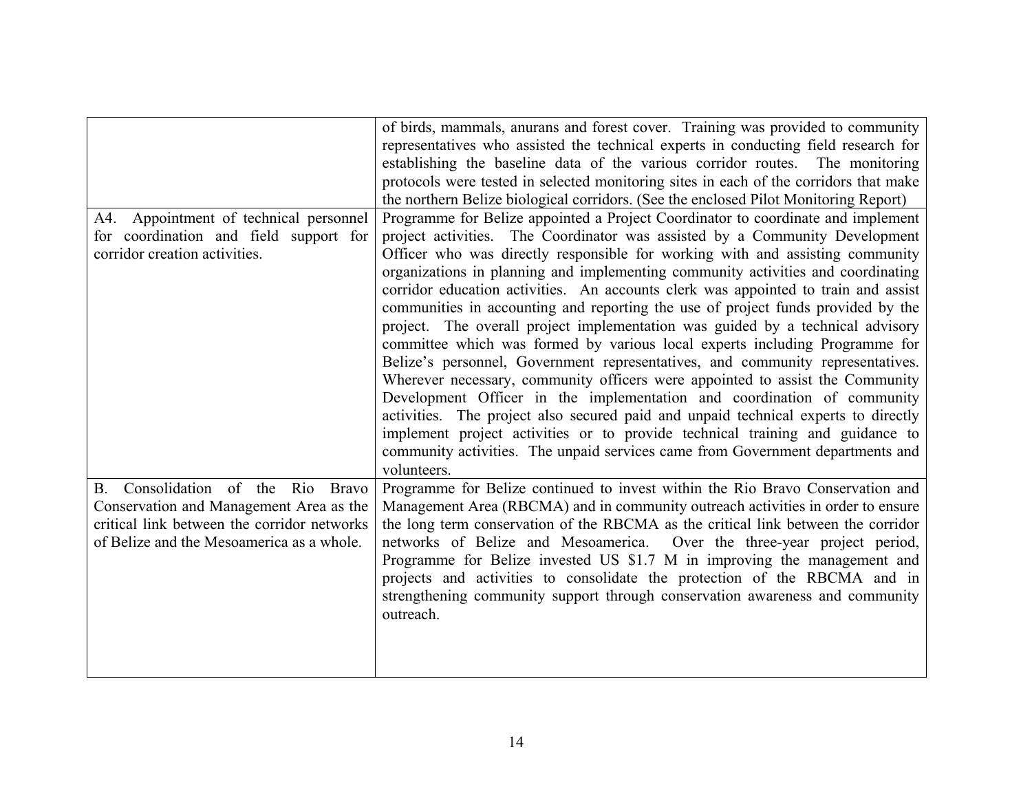| | |
|---|---|
| | of birds, mammals, anurans and forest cover. Training was provided to community representatives who assisted the technical experts in conducting field research for establishing the baseline data of the various corridor routes. The monitoring protocols were tested in selected monitoring sites in each of the corridors that make the northern Belize biological corridors. (See the enclosed Pilot Monitoring Report) |
| A4. Appointment of technical personnel for coordination and field support for corridor creation activities. | Programme for Belize appointed a Project Coordinator to coordinate and implement project activities. The Coordinator was assisted by a Community Development Officer who was directly responsible for working with and assisting community organizations in planning and implementing community activities and coordinating corridor education activities. An accounts clerk was appointed to train and assist communities in accounting and reporting the use of project funds provided by the project. The overall project implementation was guided by a technical advisory committee which was formed by various local experts including Programme for Belize's personnel, Government representatives, and community representatives. Wherever necessary, community officers were appointed to assist the Community Development Officer in the implementation and coordination of community activities. The project also secured paid and unpaid technical experts to directly implement project activities or to provide technical training and guidance to community activities. The unpaid services came from Government departments and volunteers. |
| B. Consolidation of the Rio Bravo Conservation and Management Area as the critical link between the corridor networks of Belize and the Mesoamerica as a whole. | Programme for Belize continued to invest within the Rio Bravo Conservation and Management Area (RBCMA) and in community outreach activities in order to ensure the long term conservation of the RBCMA as the critical link between the corridor networks of Belize and Mesoamerica. Over the three-year project period, Programme for Belize invested US $1.7 M in improving the management and projects and activities to consolidate the protection of the RBCMA and in strengthening community support through conservation awareness and community outreach. |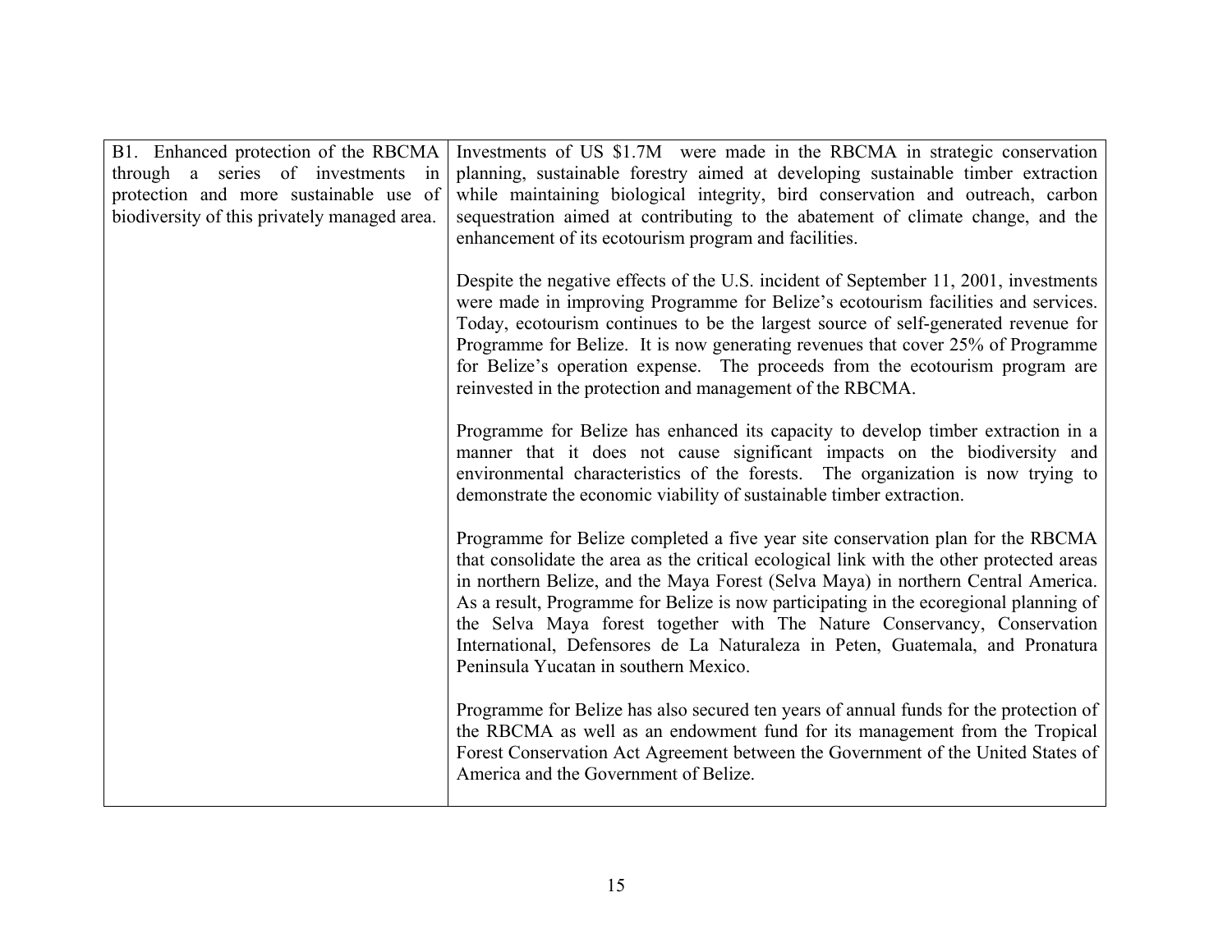| | |
|---|---|
| B1. Enhanced protection of the RBCMA through a series of investments in protection and more sustainable use of biodiversity of this privately managed area. | Investments of US $1.7M were made in the RBCMA in strategic conservation planning, sustainable forestry aimed at developing sustainable timber extraction while maintaining biological integrity, bird conservation and outreach, carbon sequestration aimed at contributing to the abatement of climate change, and the enhancement of its ecotourism program and facilities.<br><br>Despite the negative effects of the U.S. incident of September 11, 2001, investments were made in improving Programme for Belize's ecotourism facilities and services. Today, ecotourism continues to be the largest source of self-generated revenue for Programme for Belize. It is now generating revenues that cover 25% of Programme for Belize's operation expense. The proceeds from the ecotourism program are reinvested in the protection and management of the RBCMA.<br><br>Programme for Belize has enhanced its capacity to develop timber extraction in a manner that it does not cause significant impacts on the biodiversity and environmental characteristics of the forests. The organization is now trying to demonstrate the economic viability of sustainable timber extraction.<br><br>Programme for Belize completed a five year site conservation plan for the RBCMA that consolidate the area as the critical ecological link with the other protected areas in northern Belize, and the Maya Forest (Selva Maya) in northern Central America. As a result, Programme for Belize is now participating in the ecoregional planning of the Selva Maya forest together with The Nature Conservancy, Conservation International, Defensores de La Naturaleza in Peten, Guatemala, and Pronatura Peninsula Yucatan in southern Mexico.<br><br>Programme for Belize has also secured ten years of annual funds for the protection of the RBCMA as well as an endowment fund for its management from the Tropical Forest Conservation Act Agreement between the Government of the United States of America and the Government of Belize. |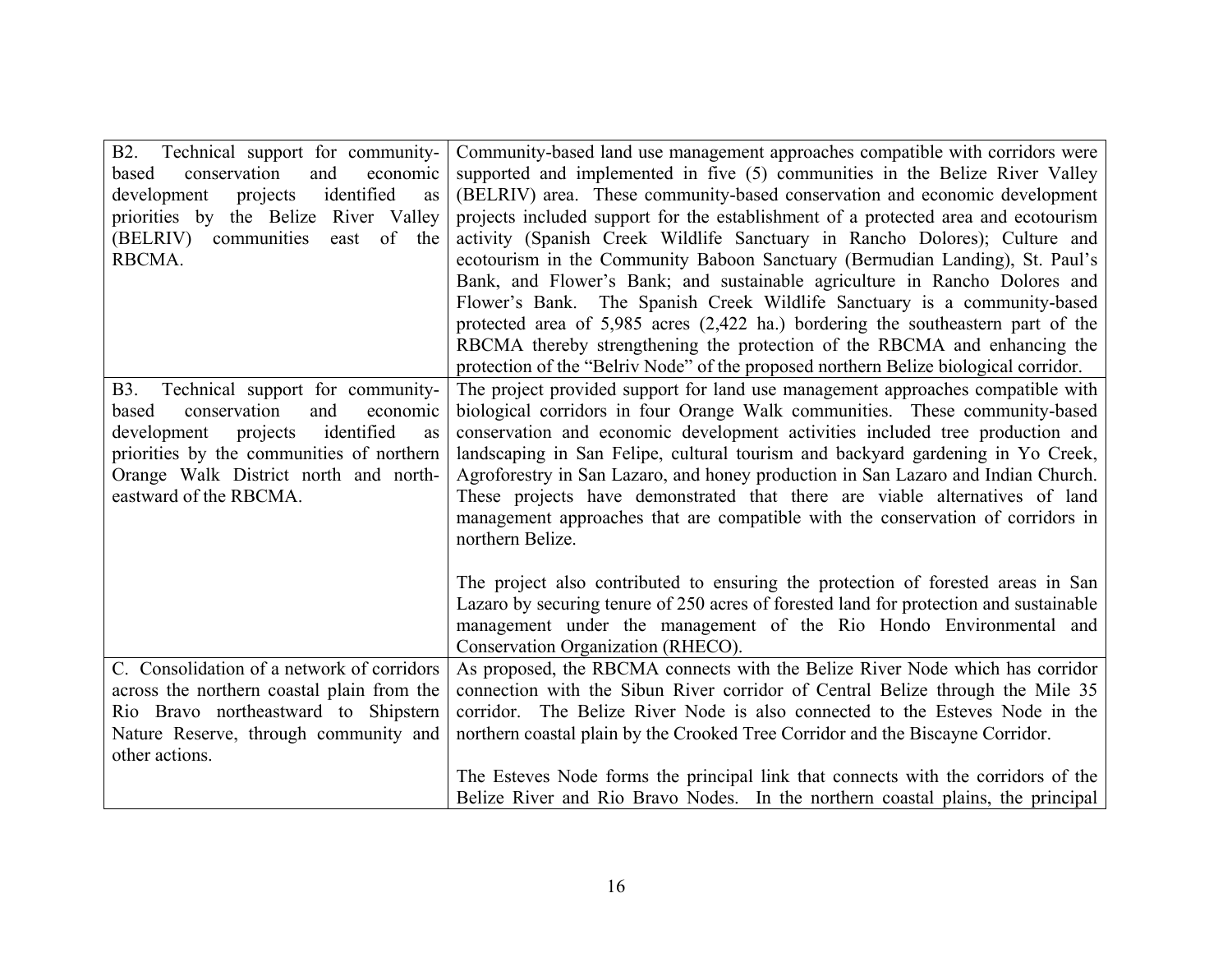| | |
|---|---|
| B2. Technical support for community-based conservation and economic development projects identified as priorities by the Belize River Valley (BELRIV) communities east of the RBCMA. | Community-based land use management approaches compatible with corridors were supported and implemented in five (5) communities in the Belize River Valley (BELRIV) area. These community-based conservation and economic development projects included support for the establishment of a protected area and ecotourism activity (Spanish Creek Wildlife Sanctuary in Rancho Dolores); Culture and ecotourism in the Community Baboon Sanctuary (Bermudian Landing), St. Paul's Bank, and Flower's Bank; and sustainable agriculture in Rancho Dolores and Flower's Bank. The Spanish Creek Wildlife Sanctuary is a community-based protected area of 5,985 acres (2,422 ha.) bordering the southeastern part of the RBCMA thereby strengthening the protection of the RBCMA and enhancing the protection of the "Belriv Node" of the proposed northern Belize biological corridor. |
| B3. Technical support for community-based conservation and economic development projects identified as priorities by the communities of northern Orange Walk District north and north-eastward of the RBCMA. | The project provided support for land use management approaches compatible with biological corridors in four Orange Walk communities. These community-based conservation and economic development activities included tree production and landscaping in San Felipe, cultural tourism and backyard gardening in Yo Creek, Agroforestry in San Lazaro, and honey production in San Lazaro and Indian Church. These projects have demonstrated that there are viable alternatives of land management approaches that are compatible with the conservation of corridors in northern Belize.<br><br>The project also contributed to ensuring the protection of forested areas in San Lazaro by securing tenure of 250 acres of forested land for protection and sustainable management under the management of the Rio Hondo Environmental and Conservation Organization (RHECO). |
| C. Consolidation of a network of corridors across the northern coastal plain from the Rio Bravo northeastward to Shipstern Nature Reserve, through community and other actions. | As proposed, the RBCMA connects with the Belize River Node which has corridor connection with the Sibun River corridor of Central Belize through the Mile 35 corridor. The Belize River Node is also connected to the Esteves Node in the northern coastal plain by the Crooked Tree Corridor and the Biscayne Corridor.<br><br>The Esteves Node forms the principal link that connects with the corridors of the Belize River and Rio Bravo Nodes. In the northern coastal plains, the principal |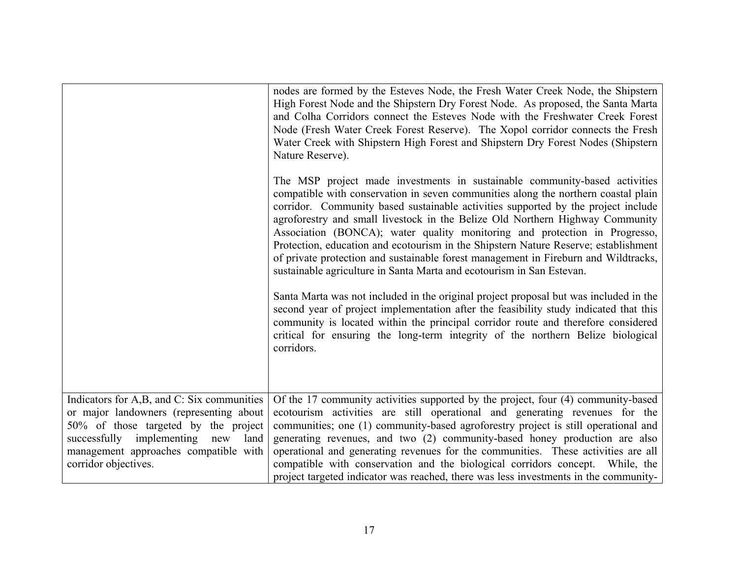| | |
|---|---|
| | nodes are formed by the Esteves Node, the Fresh Water Creek Node, the Shipstern High Forest Node and the Shipstern Dry Forest Node. As proposed, the Santa Marta and Colha Corridors connect the Esteves Node with the Freshwater Creek Forest Node (Fresh Water Creek Forest Reserve). The Xopol corridor connects the Fresh Water Creek with Shipstern High Forest and Shipstern Dry Forest Nodes (Shipstern Nature Reserve).<br><br>The MSP project made investments in sustainable community-based activities compatible with conservation in seven communities along the northern coastal plain corridor. Community based sustainable activities supported by the project include agroforestry and small livestock in the Belize Old Northern Highway Community Association (BONCA); water quality monitoring and protection in Progresso, Protection, education and ecotourism in the Shipstern Nature Reserve; establishment of private protection and sustainable forest management in Fireburn and Wildtracks, sustainable agriculture in Santa Marta and ecotourism in San Estevan.<br><br>Santa Marta was not included in the original project proposal but was included in the second year of project implementation after the feasibility study indicated that this community is located within the principal corridor route and therefore considered critical for ensuring the long-term integrity of the northern Belize biological corridors. |
| Indicators for A,B, and C: Six communities or major landowners (representing about 50% of those targeted by the project successfully implementing new land management approaches compatible with corridor objectives. | Of the 17 community activities supported by the project, four (4) community-based ecotourism activities are still operational and generating revenues for the communities; one (1) community-based agroforestry project is still operational and generating revenues, and two (2) community-based honey production are also operational and generating revenues for the communities. These activities are all compatible with conservation and the biological corridors concept. While, the project targeted indicator was reached, there was less investments in the community- |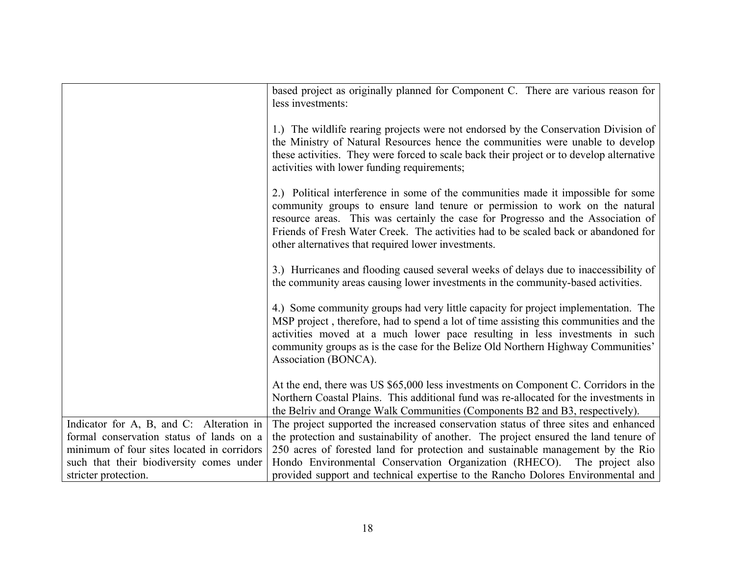| | |
|---|---|
| | based project as originally planned for Component C. There are various reason for less investments:<br><br>1.) The wildlife rearing projects were not endorsed by the Conservation Division of the Ministry of Natural Resources hence the communities were unable to develop these activities. They were forced to scale back their project or to develop alternative activities with lower funding requirements;<br><br>2.) Political interference in some of the communities made it impossible for some community groups to ensure land tenure or permission to work on the natural resource areas. This was certainly the case for Progresso and the Association of Friends of Fresh Water Creek. The activities had to be scaled back or abandoned for other alternatives that required lower investments.<br><br>3.) Hurricanes and flooding caused several weeks of delays due to inaccessibility of the community areas causing lower investments in the community-based activities.<br><br>4.) Some community groups had very little capacity for project implementation. The MSP project , therefore, had to spend a lot of time assisting this communities and the activities moved at a much lower pace resulting in less investments in such community groups as is the case for the Belize Old Northern Highway Communities' Association (BONCA).<br><br>At the end, there was US $65,000 less investments on Component C. Corridors in the Northern Coastal Plains. This additional fund was re-allocated for the investments in the Belriv and Orange Walk Communities (Components B2 and B3, respectively). |
| Indicator for A, B, and C: Alteration in formal conservation status of lands on a minimum of four sites located in corridors such that their biodiversity comes under stricter protection. | The project supported the increased conservation status of three sites and enhanced the protection and sustainability of another. The project ensured the land tenure of 250 acres of forested land for protection and sustainable management by the Rio Hondo Environmental Conservation Organization (RHECO). The project also provided support and technical expertise to the Rancho Dolores Environmental and |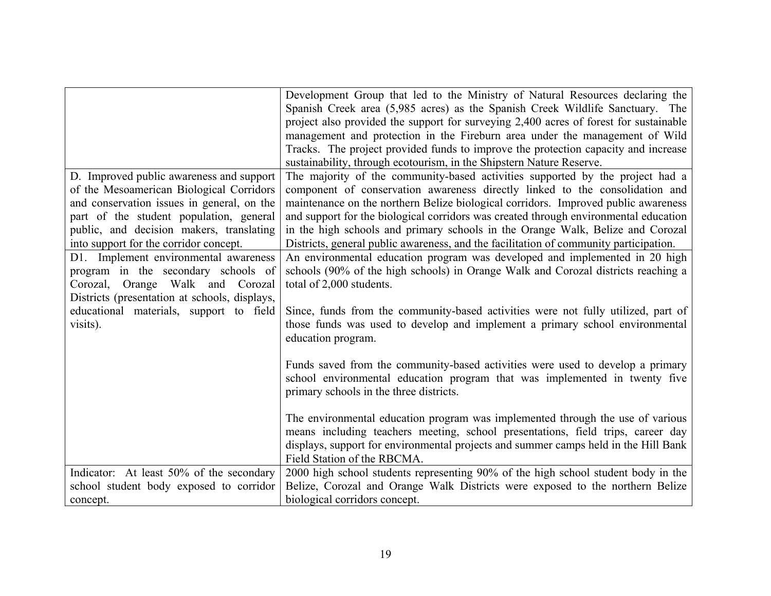| | |
|---|---|
| | Development Group that led to the Ministry of Natural Resources declaring the Spanish Creek area (5,985 acres) as the Spanish Creek Wildlife Sanctuary. The project also provided the support for surveying 2,400 acres of forest for sustainable management and protection in the Fireburn area under the management of Wild Tracks. The project provided funds to improve the protection capacity and increase sustainability, through ecotourism, in the Shipstern Nature Reserve. |
| D. Improved public awareness and support of the Mesoamerican Biological Corridors and conservation issues in general, on the part of the student population, general public, and decision makers, translating into support for the corridor concept. | The majority of the community-based activities supported by the project had a component of conservation awareness directly linked to the consolidation and maintenance on the northern Belize biological corridors. Improved public awareness and support for the biological corridors was created through environmental education in the high schools and primary schools in the Orange Walk, Belize and Corozal Districts, general public awareness, and the facilitation of community participation. |
| D1. Implement environmental awareness program in the secondary schools of Corozal, Orange Walk and Corozal Districts (presentation at schools, displays, educational materials, support to field visits). | An environmental education program was developed and implemented in 20 high schools (90% of the high schools) in Orange Walk and Corozal districts reaching a total of 2,000 students.<br><br>Since, funds from the community-based activities were not fully utilized, part of those funds was used to develop and implement a primary school environmental education program.<br><br>Funds saved from the community-based activities were used to develop a primary school environmental education program that was implemented in twenty five primary schools in the three districts.<br><br>The environmental education program was implemented through the use of various means including teachers meeting, school presentations, field trips, career day displays, support for environmental projects and summer camps held in the Hill Bank Field Station of the RBCMA. |
| Indicator: At least 50% of the secondary school student body exposed to corridor concept. | 2000 high school students representing 90% of the high school student body in the Belize, Corozal and Orange Walk Districts were exposed to the northern Belize biological corridors concept. |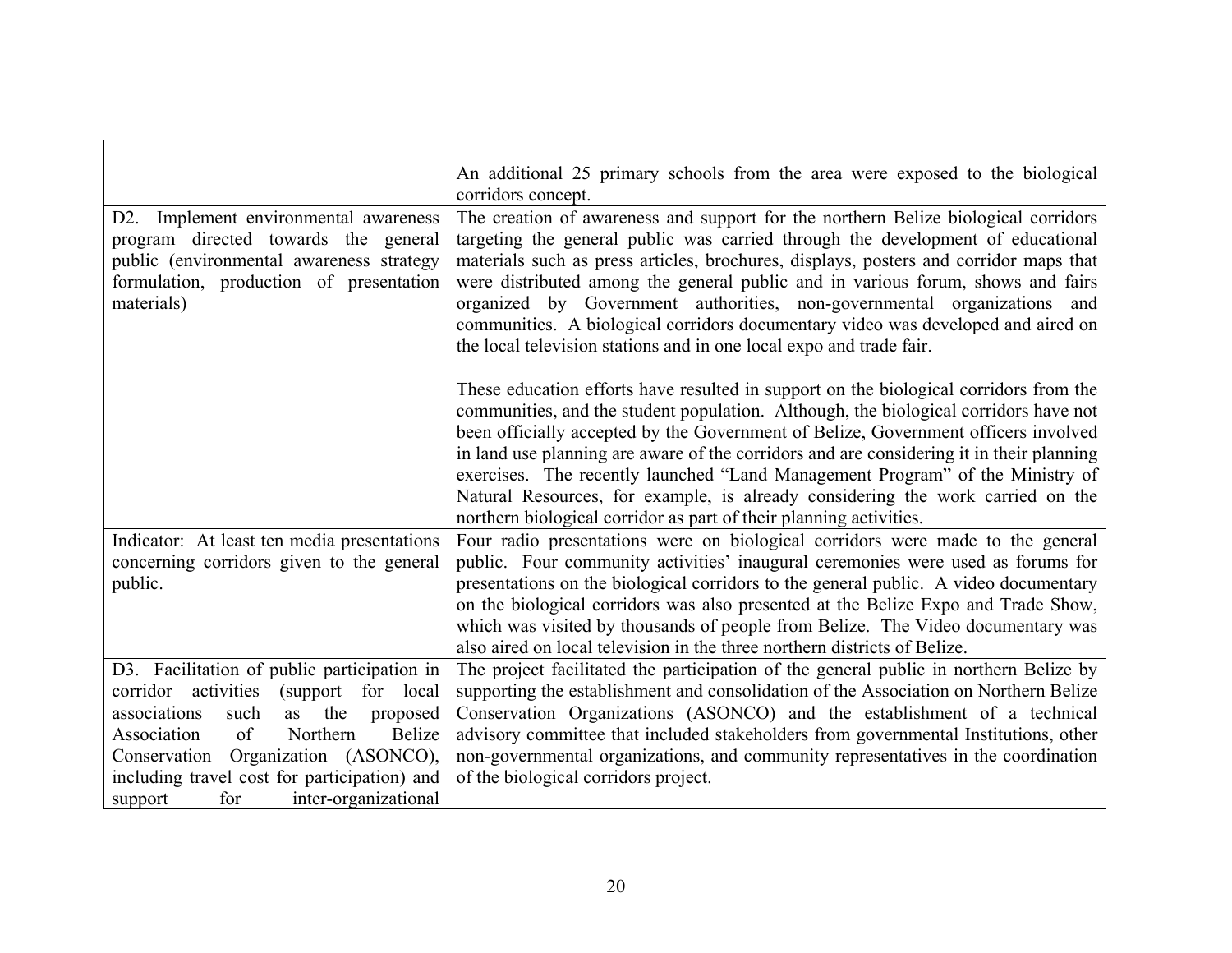| | |
|---|---|
| | An additional 25 primary schools from the area were exposed to the biological corridors concept. |
| D2. Implement environmental awareness program directed towards the general public (environmental awareness strategy formulation, production of presentation materials) | The creation of awareness and support for the northern Belize biological corridors targeting the general public was carried through the development of educational materials such as press articles, brochures, displays, posters and corridor maps that were distributed among the general public and in various forum, shows and fairs organized by Government authorities, non-governmental organizations and communities. A biological corridors documentary video was developed and aired on the local television stations and in one local expo and trade fair.<br><br>These education efforts have resulted in support on the biological corridors from the communities, and the student population. Although, the biological corridors have not been officially accepted by the Government of Belize, Government officers involved in land use planning are aware of the corridors and are considering it in their planning exercises. The recently launched "Land Management Program" of the Ministry of Natural Resources, for example, is already considering the work carried on the northern biological corridor as part of their planning activities. |
| Indicator: At least ten media presentations concerning corridors given to the general public. | Four radio presentations were on biological corridors were made to the general public. Four community activities' inaugural ceremonies were used as forums for presentations on the biological corridors to the general public. A video documentary on the biological corridors was also presented at the Belize Expo and Trade Show, which was visited by thousands of people from Belize. The Video documentary was also aired on local television in the three northern districts of Belize. |
| D3. Facilitation of public participation in corridor activities (support for local associations such as the proposed Association of Northern Belize Conservation Organization (ASONCO), including travel cost for participation) and support for inter-organizational | The project facilitated the participation of the general public in northern Belize by supporting the establishment and consolidation of the Association on Northern Belize Conservation Organizations (ASONCO) and the establishment of a technical advisory committee that included stakeholders from governmental Institutions, other non-governmental organizations, and community representatives in the coordination of the biological corridors project. |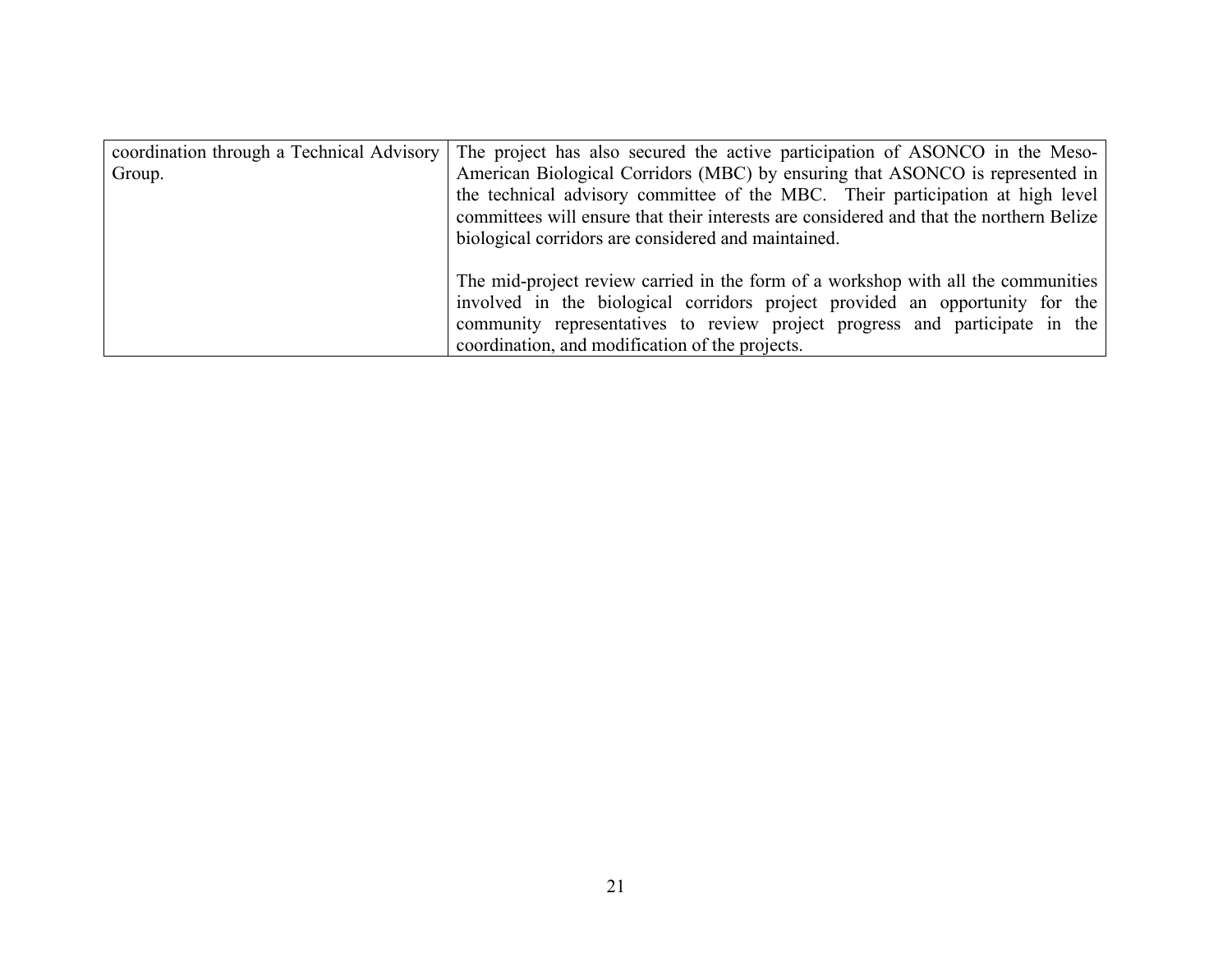| | |
|---|---|
| coordination through a Technical Advisory Group. | The project has also secured the active participation of ASONCO in the Meso-American Biological Corridors (MBC) by ensuring that ASONCO is represented in the technical advisory committee of the MBC. Their participation at high level committees will ensure that their interests are considered and that the northern Belize biological corridors are considered and maintained.<br><br>The mid-project review carried in the form of a workshop with all the communities involved in the biological corridors project provided an opportunity for the community representatives to review project progress and participate in the coordination, and modification of the projects. |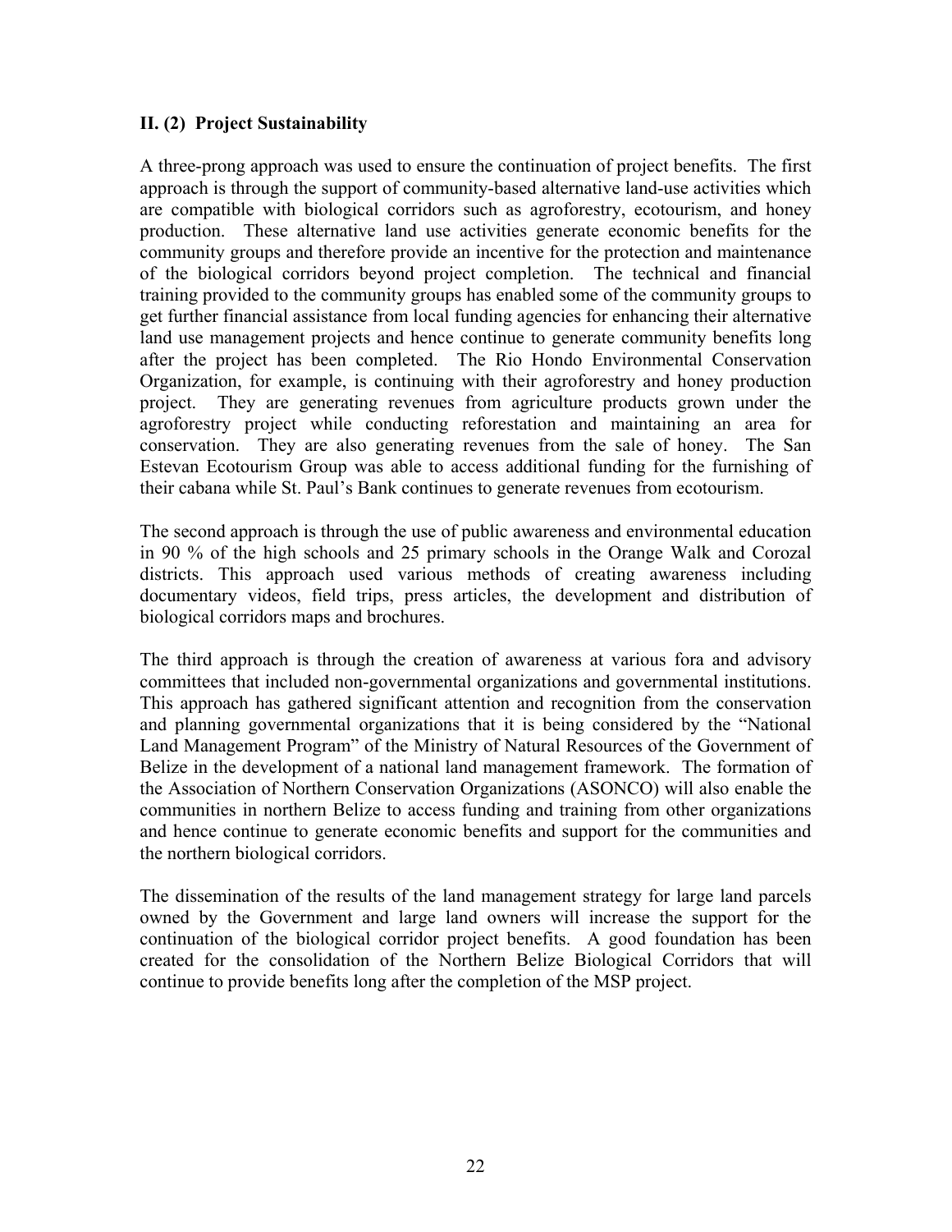### II. (2) Project Sustainability

A three-prong approach was used to ensure the continuation of project benefits. The first approach is through the support of community-based alternative land-use activities which are compatible with biological corridors such as agroforestry, ecotourism, and honey production. These alternative land use activities generate economic benefits for the community groups and therefore provide an incentive for the protection and maintenance of the biological corridors beyond project completion. The technical and financial training provided to the community groups has enabled some of the community groups to get further financial assistance from local funding agencies for enhancing their alternative land use management projects and hence continue to generate community benefits long after the project has been completed. The Rio Hondo Environmental Conservation Organization, for example, is continuing with their agroforestry and honey production project. They are generating revenues from agriculture products grown under the agroforestry project while conducting reforestation and maintaining an area for conservation. They are also generating revenues from the sale of honey. The San Estevan Ecotourism Group was able to access additional funding for the furnishing of their cabana while St. Paul's Bank continues to generate revenues from ecotourism.

The second approach is through the use of public awareness and environmental education in 90 % of the high schools and 25 primary schools in the Orange Walk and Corozal districts. This approach used various methods of creating awareness including documentary videos, field trips, press articles, the development and distribution of biological corridors maps and brochures.

The third approach is through the creation of awareness at various fora and advisory committees that included non-governmental organizations and governmental institutions. This approach has gathered significant attention and recognition from the conservation and planning governmental organizations that it is being considered by the "National Land Management Program" of the Ministry of Natural Resources of the Government of Belize in the development of a national land management framework. The formation of the Association of Northern Conservation Organizations (ASONCO) will also enable the communities in northern Belize to access funding and training from other organizations and hence continue to generate economic benefits and support for the communities and the northern biological corridors.

The dissemination of the results of the land management strategy for large land parcels owned by the Government and large land owners will increase the support for the continuation of the biological corridor project benefits. A good foundation has been created for the consolidation of the Northern Belize Biological Corridors that will continue to provide benefits long after the completion of the MSP project.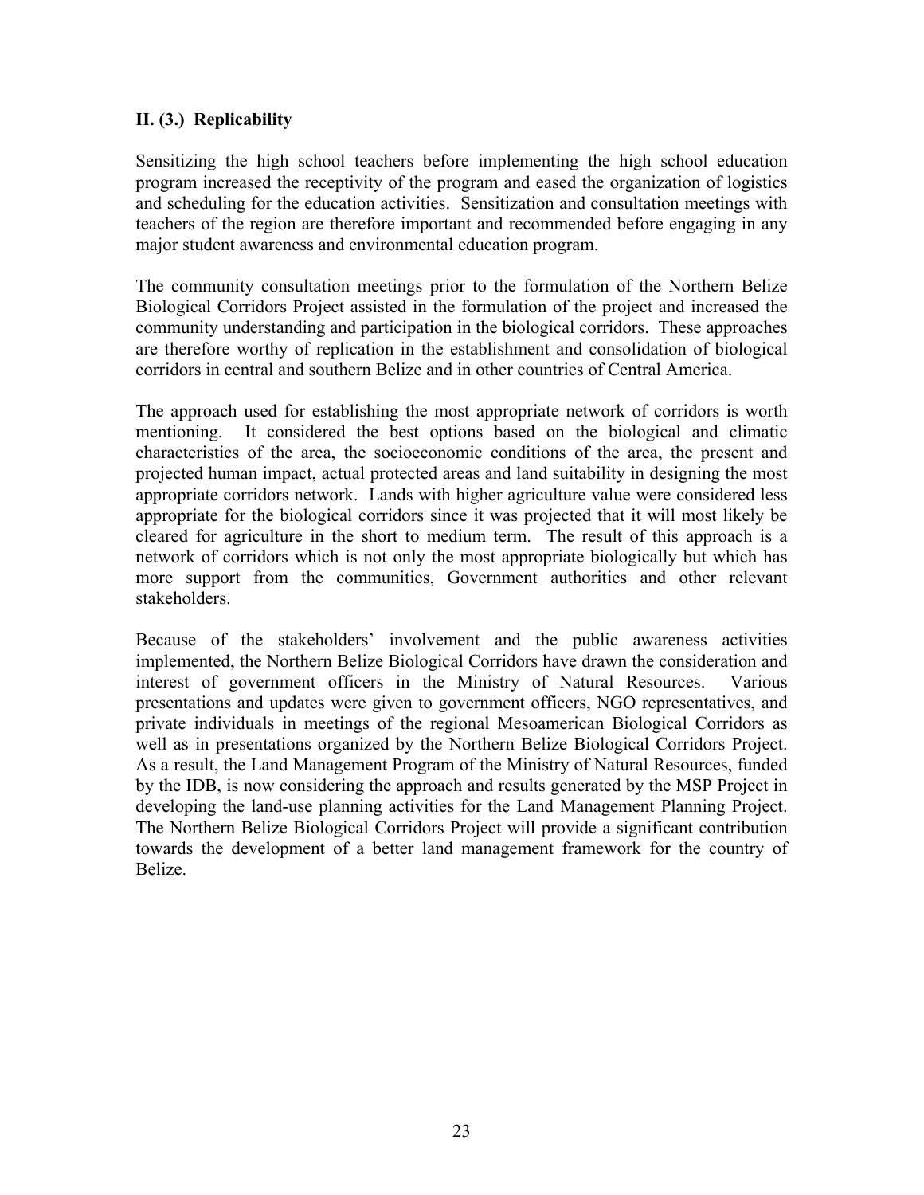### II. (3.) Replicability

Sensitizing the high school teachers before implementing the high school education program increased the receptivity of the program and eased the organization of logistics and scheduling for the education activities. Sensitization and consultation meetings with teachers of the region are therefore important and recommended before engaging in any major student awareness and environmental education program.

The community consultation meetings prior to the formulation of the Northern Belize Biological Corridors Project assisted in the formulation of the project and increased the community understanding and participation in the biological corridors. These approaches are therefore worthy of replication in the establishment and consolidation of biological corridors in central and southern Belize and in other countries of Central America.

The approach used for establishing the most appropriate network of corridors is worth mentioning. It considered the best options based on the biological and climatic characteristics of the area, the socioeconomic conditions of the area, the present and projected human impact, actual protected areas and land suitability in designing the most appropriate corridors network. Lands with higher agriculture value were considered less appropriate for the biological corridors since it was projected that it will most likely be cleared for agriculture in the short to medium term. The result of this approach is a network of corridors which is not only the most appropriate biologically but which has more support from the communities, Government authorities and other relevant stakeholders.

Because of the stakeholders' involvement and the public awareness activities implemented, the Northern Belize Biological Corridors have drawn the consideration and interest of government officers in the Ministry of Natural Resources. Various presentations and updates were given to government officers, NGO representatives, and private individuals in meetings of the regional Mesoamerican Biological Corridors as well as in presentations organized by the Northern Belize Biological Corridors Project. As a result, the Land Management Program of the Ministry of Natural Resources, funded by the IDB, is now considering the approach and results generated by the MSP Project in developing the land-use planning activities for the Land Management Planning Project. The Northern Belize Biological Corridors Project will provide a significant contribution towards the development of a better land management framework for the country of Belize.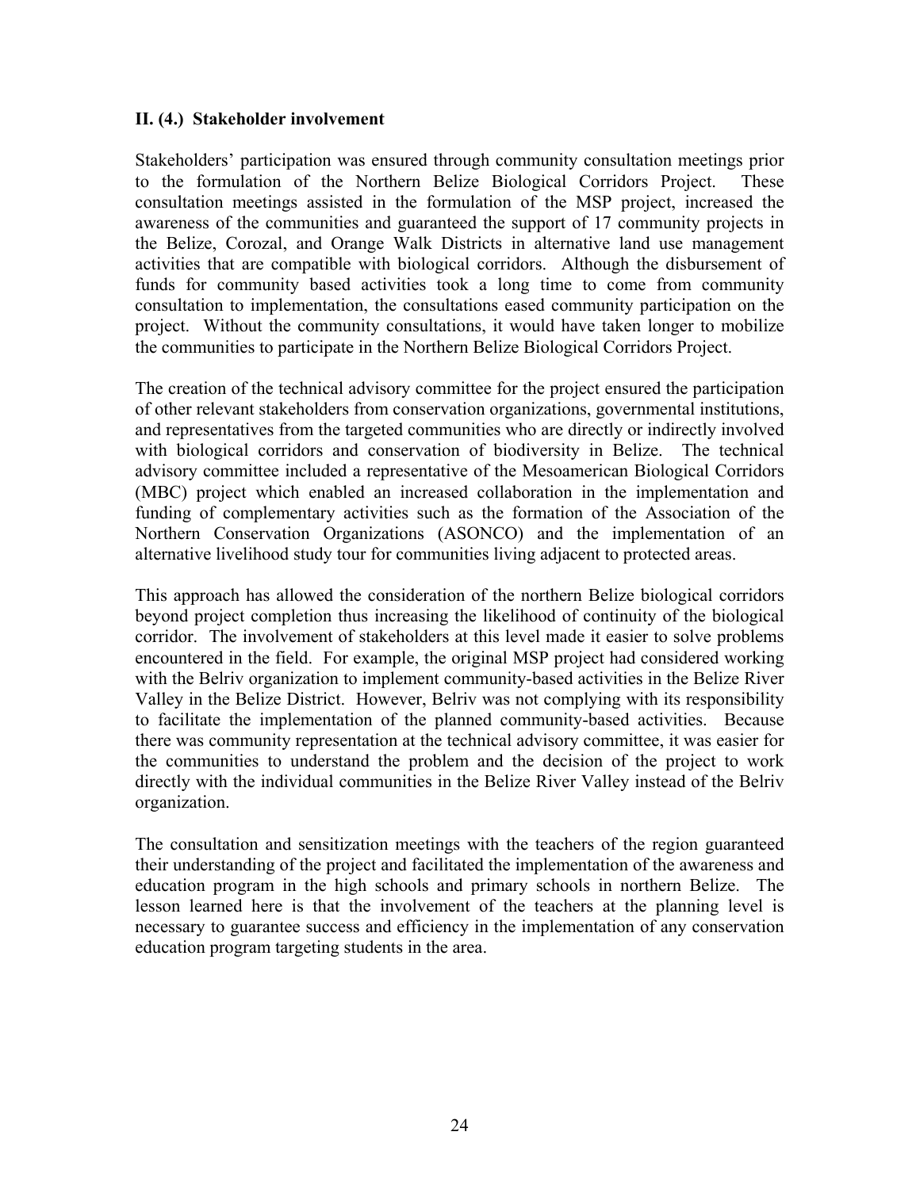### II. (4.) Stakeholder involvement

Stakeholders' participation was ensured through community consultation meetings prior to the formulation of the Northern Belize Biological Corridors Project. These consultation meetings assisted in the formulation of the MSP project, increased the awareness of the communities and guaranteed the support of 17 community projects in the Belize, Corozal, and Orange Walk Districts in alternative land use management activities that are compatible with biological corridors. Although the disbursement of funds for community based activities took a long time to come from community consultation to implementation, the consultations eased community participation on the project. Without the community consultations, it would have taken longer to mobilize the communities to participate in the Northern Belize Biological Corridors Project.

The creation of the technical advisory committee for the project ensured the participation of other relevant stakeholders from conservation organizations, governmental institutions, and representatives from the targeted communities who are directly or indirectly involved with biological corridors and conservation of biodiversity in Belize. The technical advisory committee included a representative of the Mesoamerican Biological Corridors (MBC) project which enabled an increased collaboration in the implementation and funding of complementary activities such as the formation of the Association of the Northern Conservation Organizations (ASONCO) and the implementation of an alternative livelihood study tour for communities living adjacent to protected areas.

This approach has allowed the consideration of the northern Belize biological corridors beyond project completion thus increasing the likelihood of continuity of the biological corridor. The involvement of stakeholders at this level made it easier to solve problems encountered in the field. For example, the original MSP project had considered working with the Belriv organization to implement community-based activities in the Belize River Valley in the Belize District. However, Belriv was not complying with its responsibility to facilitate the implementation of the planned community-based activities. Because there was community representation at the technical advisory committee, it was easier for the communities to understand the problem and the decision of the project to work directly with the individual communities in the Belize River Valley instead of the Belriv organization.

The consultation and sensitization meetings with the teachers of the region guaranteed their understanding of the project and facilitated the implementation of the awareness and education program in the high schools and primary schools in northern Belize. The lesson learned here is that the involvement of the teachers at the planning level is necessary to guarantee success and efficiency in the implementation of any conservation education program targeting students in the area.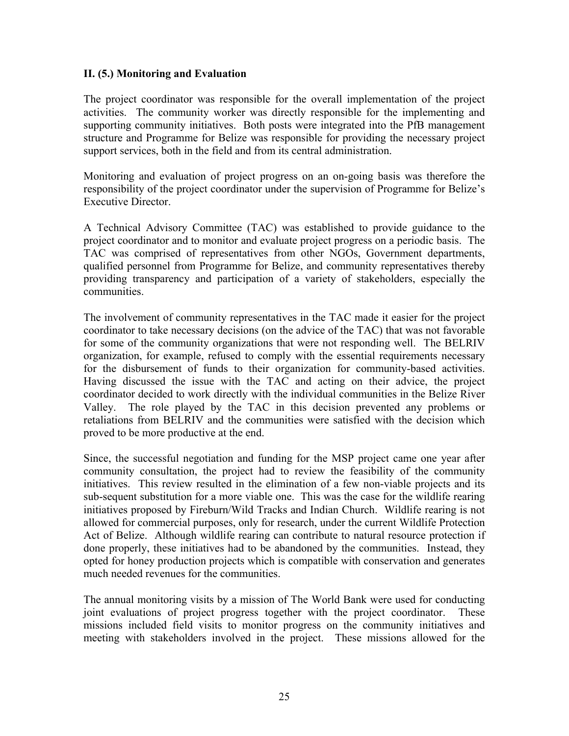**II. (5.) Monitoring and Evaluation**

The project coordinator was responsible for the overall implementation of the project activities. The community worker was directly responsible for the implementing and supporting community initiatives. Both posts were integrated into the PfB management structure and Programme for Belize was responsible for providing the necessary project support services, both in the field and from its central administration.

Monitoring and evaluation of project progress on an on-going basis was therefore the responsibility of the project coordinator under the supervision of Programme for Belize's Executive Director.

A Technical Advisory Committee (TAC) was established to provide guidance to the project coordinator and to monitor and evaluate project progress on a periodic basis. The TAC was comprised of representatives from other NGOs, Government departments, qualified personnel from Programme for Belize, and community representatives thereby providing transparency and participation of a variety of stakeholders, especially the communities.

The involvement of community representatives in the TAC made it easier for the project coordinator to take necessary decisions (on the advice of the TAC) that was not favorable for some of the community organizations that were not responding well. The BELRIV organization, for example, refused to comply with the essential requirements necessary for the disbursement of funds to their organization for community-based activities. Having discussed the issue with the TAC and acting on their advice, the project coordinator decided to work directly with the individual communities in the Belize River Valley. The role played by the TAC in this decision prevented any problems or retaliations from BELRIV and the communities were satisfied with the decision which proved to be more productive at the end.

Since, the successful negotiation and funding for the MSP project came one year after community consultation, the project had to review the feasibility of the community initiatives. This review resulted in the elimination of a few non-viable projects and its sub-sequent substitution for a more viable one. This was the case for the wildlife rearing initiatives proposed by Fireburn/Wild Tracks and Indian Church. Wildlife rearing is not allowed for commercial purposes, only for research, under the current Wildlife Protection Act of Belize. Although wildlife rearing can contribute to natural resource protection if done properly, these initiatives had to be abandoned by the communities. Instead, they opted for honey production projects which is compatible with conservation and generates much needed revenues for the communities.

The annual monitoring visits by a mission of The World Bank were used for conducting joint evaluations of project progress together with the project coordinator. These missions included field visits to monitor progress on the community initiatives and meeting with stakeholders involved in the project. These missions allowed for the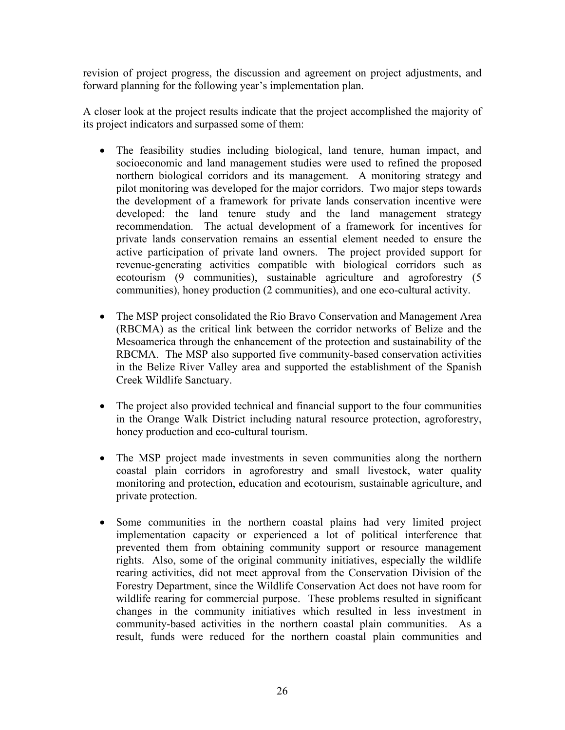revision of project progress, the discussion and agreement on project adjustments, and forward planning for the following year's implementation plan.

A closer look at the project results indicate that the project accomplished the majority of its project indicators and surpassed some of them:

- The feasibility studies including biological, land tenure, human impact, and socioeconomic and land management studies were used to refined the proposed northern biological corridors and its management. A monitoring strategy and pilot monitoring was developed for the major corridors. Two major steps towards the development of a framework for private lands conservation incentive were developed: the land tenure study and the land management strategy recommendation. The actual development of a framework for incentives for private lands conservation remains an essential element needed to ensure the active participation of private land owners. The project provided support for revenue-generating activities compatible with biological corridors such as ecotourism (9 communities), sustainable agriculture and agroforestry (5 communities), honey production (2 communities), and one eco-cultural activity.

- The MSP project consolidated the Rio Bravo Conservation and Management Area (RBCMA) as the critical link between the corridor networks of Belize and the Mesoamerica through the enhancement of the protection and sustainability of the RBCMA. The MSP also supported five community-based conservation activities in the Belize River Valley area and supported the establishment of the Spanish Creek Wildlife Sanctuary.

- The project also provided technical and financial support to the four communities in the Orange Walk District including natural resource protection, agroforestry, honey production and eco-cultural tourism.

- The MSP project made investments in seven communities along the northern coastal plain corridors in agroforestry and small livestock, water quality monitoring and protection, education and ecotourism, sustainable agriculture, and private protection.

- Some communities in the northern coastal plains had very limited project implementation capacity or experienced a lot of political interference that prevented them from obtaining community support or resource management rights. Also, some of the original community initiatives, especially the wildlife rearing activities, did not meet approval from the Conservation Division of the Forestry Department, since the Wildlife Conservation Act does not have room for wildlife rearing for commercial purpose. These problems resulted in significant changes in the community initiatives which resulted in less investment in community-based activities in the northern coastal plain communities. As a result, funds were reduced for the northern coastal plain communities and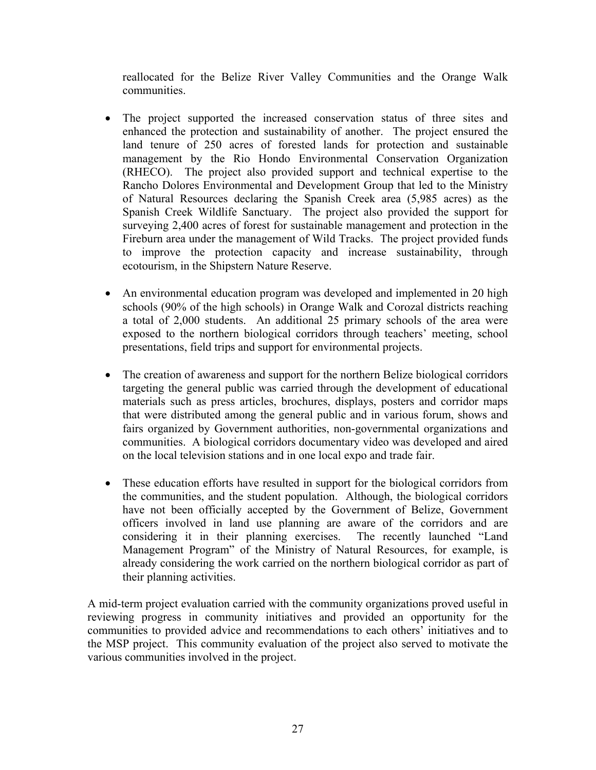reallocated for the Belize River Valley Communities and the Orange Walk communities.

- The project supported the increased conservation status of three sites and enhanced the protection and sustainability of another. The project ensured the land tenure of 250 acres of forested lands for protection and sustainable management by the Rio Hondo Environmental Conservation Organization (RHECO). The project also provided support and technical expertise to the Rancho Dolores Environmental and Development Group that led to the Ministry of Natural Resources declaring the Spanish Creek area (5,985 acres) as the Spanish Creek Wildlife Sanctuary. The project also provided the support for surveying 2,400 acres of forest for sustainable management and protection in the Fireburn area under the management of Wild Tracks. The project provided funds to improve the protection capacity and increase sustainability, through ecotourism, in the Shipstern Nature Reserve.

- An environmental education program was developed and implemented in 20 high schools (90% of the high schools) in Orange Walk and Corozal districts reaching a total of 2,000 students. An additional 25 primary schools of the area were exposed to the northern biological corridors through teachers' meeting, school presentations, field trips and support for environmental projects.

- The creation of awareness and support for the northern Belize biological corridors targeting the general public was carried through the development of educational materials such as press articles, brochures, displays, posters and corridor maps that were distributed among the general public and in various forum, shows and fairs organized by Government authorities, non-governmental organizations and communities. A biological corridors documentary video was developed and aired on the local television stations and in one local expo and trade fair.

- These education efforts have resulted in support for the biological corridors from the communities, and the student population. Although, the biological corridors have not been officially accepted by the Government of Belize, Government officers involved in land use planning are aware of the corridors and are considering it in their planning exercises. The recently launched "Land Management Program" of the Ministry of Natural Resources, for example, is already considering the work carried on the northern biological corridor as part of their planning activities.

A mid-term project evaluation carried with the community organizations proved useful in reviewing progress in community initiatives and provided an opportunity for the communities to provided advice and recommendations to each others' initiatives and to the MSP project. This community evaluation of the project also served to motivate the various communities involved in the project.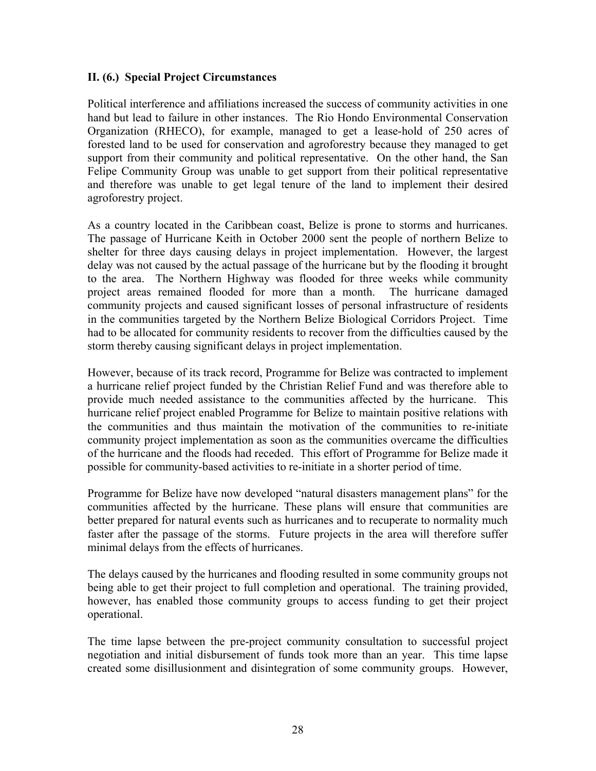## II. (6.) Special Project Circumstances

Political interference and affiliations increased the success of community activities in one hand but lead to failure in other instances. The Rio Hondo Environmental Conservation Organization (RHECO), for example, managed to get a lease-hold of 250 acres of forested land to be used for conservation and agroforestry because they managed to get support from their community and political representative. On the other hand, the San Felipe Community Group was unable to get support from their political representative and therefore was unable to get legal tenure of the land to implement their desired agroforestry project.

As a country located in the Caribbean coast, Belize is prone to storms and hurricanes. The passage of Hurricane Keith in October 2000 sent the people of northern Belize to shelter for three days causing delays in project implementation. However, the largest delay was not caused by the actual passage of the hurricane but by the flooding it brought to the area. The Northern Highway was flooded for three weeks while community project areas remained flooded for more than a month. The hurricane damaged community projects and caused significant losses of personal infrastructure of residents in the communities targeted by the Northern Belize Biological Corridors Project. Time had to be allocated for community residents to recover from the difficulties caused by the storm thereby causing significant delays in project implementation.

However, because of its track record, Programme for Belize was contracted to implement a hurricane relief project funded by the Christian Relief Fund and was therefore able to provide much needed assistance to the communities affected by the hurricane. This hurricane relief project enabled Programme for Belize to maintain positive relations with the communities and thus maintain the motivation of the communities to re-initiate community project implementation as soon as the communities overcame the difficulties of the hurricane and the floods had receded. This effort of Programme for Belize made it possible for community-based activities to re-initiate in a shorter period of time.

Programme for Belize have now developed "natural disasters management plans" for the communities affected by the hurricane. These plans will ensure that communities are better prepared for natural events such as hurricanes and to recuperate to normality much faster after the passage of the storms. Future projects in the area will therefore suffer minimal delays from the effects of hurricanes.

The delays caused by the hurricanes and flooding resulted in some community groups not being able to get their project to full completion and operational. The training provided, however, has enabled those community groups to access funding to get their project operational.

The time lapse between the pre-project community consultation to successful project negotiation and initial disbursement of funds took more than an year. This time lapse created some disillusionment and disintegration of some community groups. However,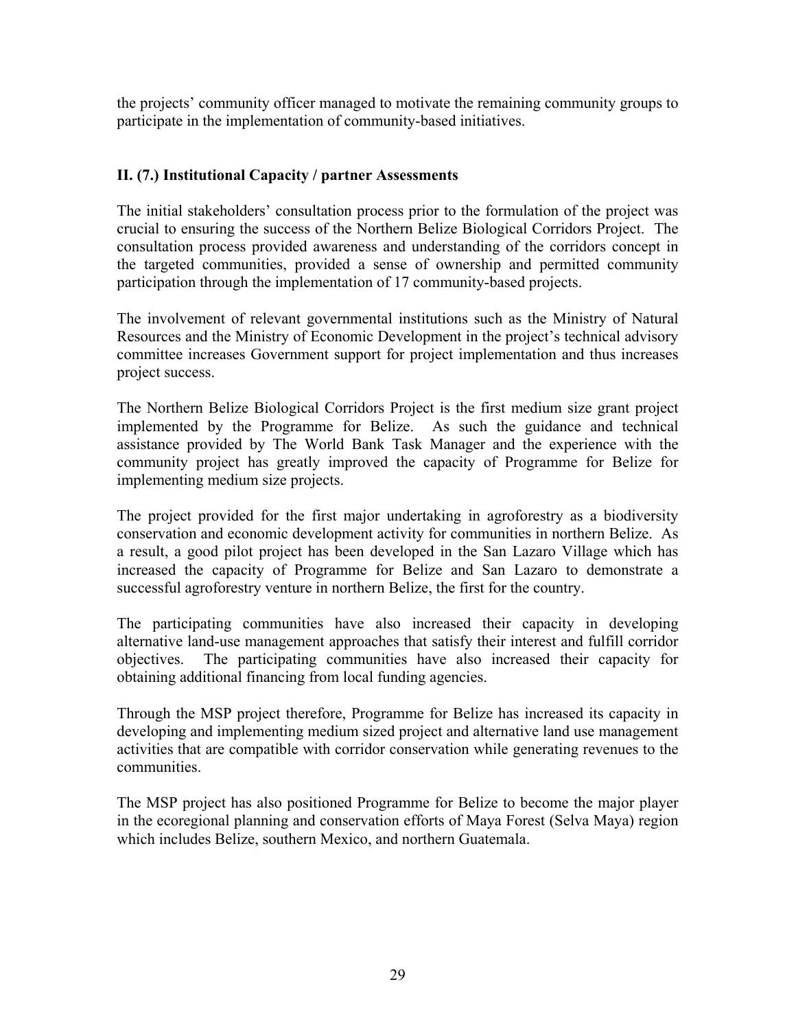the projects' community officer managed to motivate the remaining community groups to participate in the implementation of community-based initiatives.

**II. (7.) Institutional Capacity / partner Assessments**

The initial stakeholders' consultation process prior to the formulation of the project was crucial to ensuring the success of the Northern Belize Biological Corridors Project. The consultation process provided awareness and understanding of the corridors concept in the targeted communities, provided a sense of ownership and permitted community participation through the implementation of 17 community-based projects.

The involvement of relevant governmental institutions such as the Ministry of Natural Resources and the Ministry of Economic Development in the project's technical advisory committee increases Government support for project implementation and thus increases project success.

The Northern Belize Biological Corridors Project is the first medium size grant project implemented by the Programme for Belize. As such the guidance and technical assistance provided by The World Bank Task Manager and the experience with the community project has greatly improved the capacity of Programme for Belize for implementing medium size projects.

The project provided for the first major undertaking in agroforestry as a biodiversity conservation and economic development activity for communities in northern Belize. As a result, a good pilot project has been developed in the San Lazaro Village which has increased the capacity of Programme for Belize and San Lazaro to demonstrate a successful agroforestry venture in northern Belize, the first for the country.

The participating communities have also increased their capacity in developing alternative land-use management approaches that satisfy their interest and fulfill corridor objectives. The participating communities have also increased their capacity for obtaining additional financing from local funding agencies.

Through the MSP project therefore, Programme for Belize has increased its capacity in developing and implementing medium sized project and alternative land use management activities that are compatible with corridor conservation while generating revenues to the communities.

The MSP project has also positioned Programme for Belize to become the major player in the ecoregional planning and conservation efforts of Maya Forest (Selva Maya) region which includes Belize, southern Mexico, and northern Guatemala.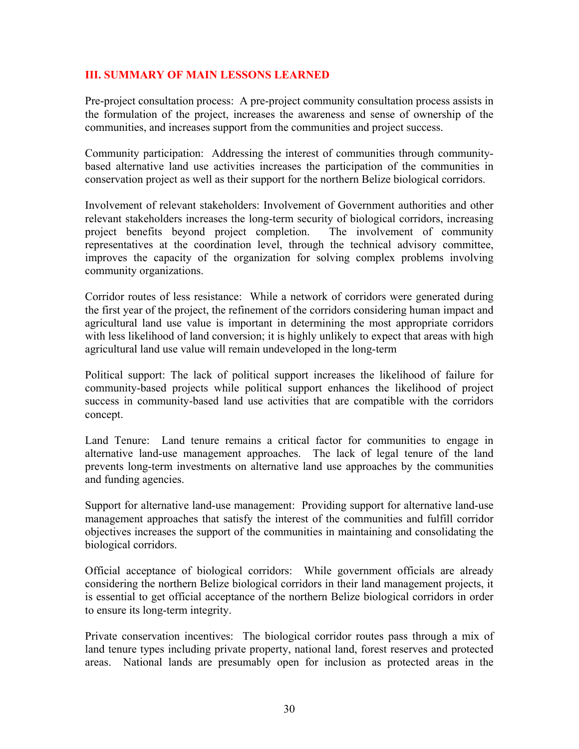## III. SUMMARY OF MAIN LESSONS LEARNED

Pre-project consultation process: A pre-project community consultation process assists in the formulation of the project, increases the awareness and sense of ownership of the communities, and increases support from the communities and project success.

Community participation: Addressing the interest of communities through community-based alternative land use activities increases the participation of the communities in conservation project as well as their support for the northern Belize biological corridors.

Involvement of relevant stakeholders: Involvement of Government authorities and other relevant stakeholders increases the long-term security of biological corridors, increasing project benefits beyond project completion. The involvement of community representatives at the coordination level, through the technical advisory committee, improves the capacity of the organization for solving complex problems involving community organizations.

Corridor routes of less resistance: While a network of corridors were generated during the first year of the project, the refinement of the corridors considering human impact and agricultural land use value is important in determining the most appropriate corridors with less likelihood of land conversion; it is highly unlikely to expect that areas with high agricultural land use value will remain undeveloped in the long-term

Political support: The lack of political support increases the likelihood of failure for community-based projects while political support enhances the likelihood of project success in community-based land use activities that are compatible with the corridors concept.

Land Tenure: Land tenure remains a critical factor for communities to engage in alternative land-use management approaches. The lack of legal tenure of the land prevents long-term investments on alternative land use approaches by the communities and funding agencies.

Support for alternative land-use management: Providing support for alternative land-use management approaches that satisfy the interest of the communities and fulfill corridor objectives increases the support of the communities in maintaining and consolidating the biological corridors.

Official acceptance of biological corridors: While government officials are already considering the northern Belize biological corridors in their land management projects, it is essential to get official acceptance of the northern Belize biological corridors in order to ensure its long-term integrity.

Private conservation incentives: The biological corridor routes pass through a mix of land tenure types including private property, national land, forest reserves and protected areas. National lands are presumably open for inclusion as protected areas in the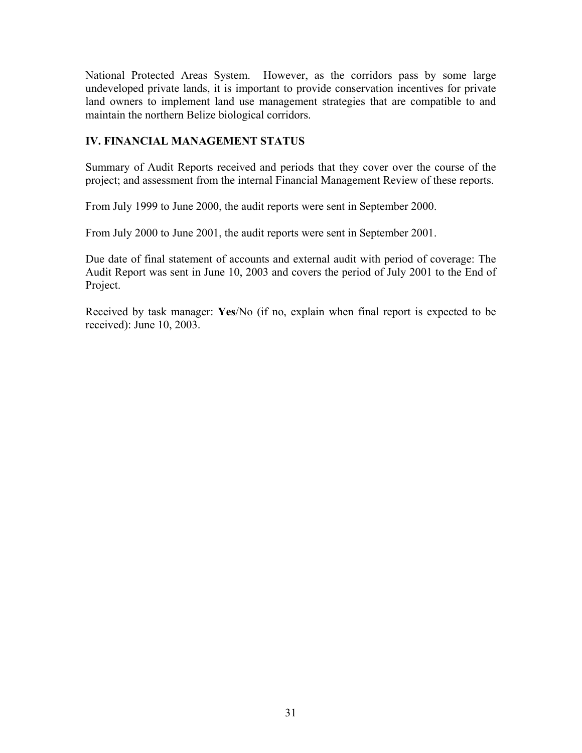National Protected Areas System. However, as the corridors pass by some large undeveloped private lands, it is important to provide conservation incentives for private land owners to implement land use management strategies that are compatible to and maintain the northern Belize biological corridors.

## IV. FINANCIAL MANAGEMENT STATUS

Summary of Audit Reports received and periods that they cover over the course of the project; and assessment from the internal Financial Management Review of these reports.

From July 1999 to June 2000, the audit reports were sent in September 2000.

From July 2000 to June 2001, the audit reports were sent in September 2001.

Due date of final statement of accounts and external audit with period of coverage: The Audit Report was sent in June 10, 2003 and covers the period of July 2001 to the End of Project.

Received by task manager: **Yes**/No (if no, explain when final report is expected to be received): June 10, 2003.